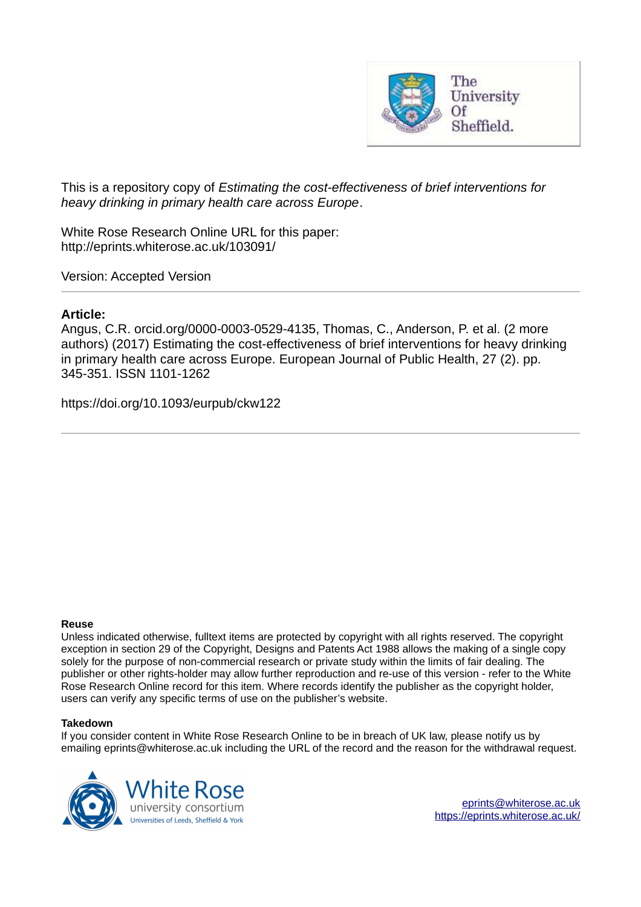This is a repository copy of *Estimating the cost-effectiveness of brief interventions for heavy drinking in primary health care across Europe*.

White Rose Research Online URL for this paper:
http://eprints.whiterose.ac.uk/103091/

Version: Accepted Version

---

**Article:**

Angus, C.R. orcid.org/0000-0003-0529-4135, Thomas, C., Anderson, P. et al. (2 more authors) (2017) Estimating the cost-effectiveness of brief interventions for heavy drinking in primary health care across Europe. European Journal of Public Health, 27 (2). pp. 345-351. ISSN 1101-1262

https://doi.org/10.1093/eurpub/ckw122

---

**Reuse**

Unless indicated otherwise, fulltext items are protected by copyright with all rights reserved. The copyright exception in section 29 of the Copyright, Designs and Patents Act 1988 allows the making of a single copy solely for the purpose of non-commercial research or private study within the limits of fair dealing. The publisher or other rights-holder may allow further reproduction and re-use of this version - refer to the White Rose Research Online record for this item. Where records identify the publisher as the copyright holder, users can verify any specific terms of use on the publisher's website.

**Takedown**

If you consider content in White Rose Research Online to be in breach of UK law, please notify us by emailing eprints@whiterose.ac.uk including the URL of the record and the reason for the withdrawal request.

eprints@whiterose.ac.uk
https://eprints.whiterose.ac.uk/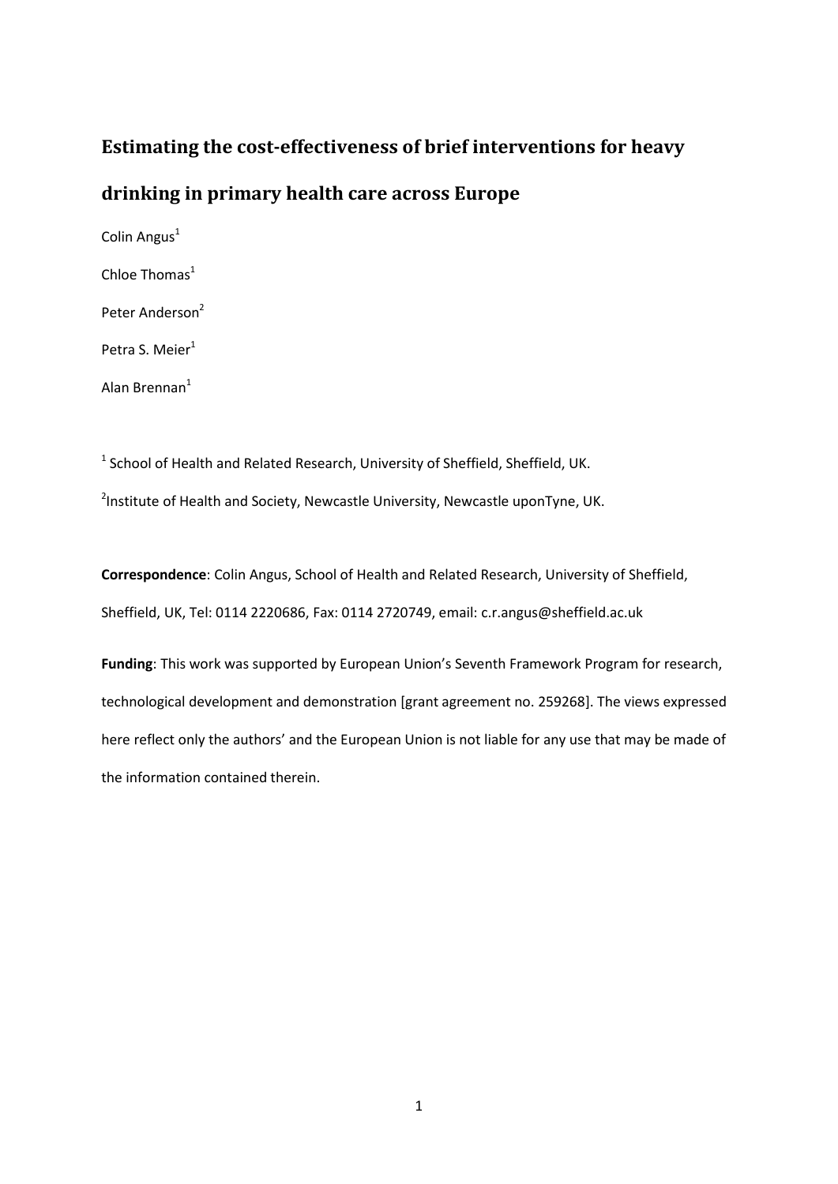# Estimating the cost-effectiveness of brief interventions for heavy drinking in primary health care across Europe

Colin Angus[1]

Chloe Thomas[1]

Peter Anderson[2]

Petra S. Meier[1]

Alan Brennan[1]

[1] School of Health and Related Research, University of Sheffield, Sheffield, UK.

[2] Institute of Health and Society, Newcastle University, Newcastle uponTyne, UK.

**Correspondence**: Colin Angus, School of Health and Related Research, University of Sheffield, Sheffield, UK, Tel: 0114 2220686, Fax: 0114 2720749, email: c.r.angus@sheffield.ac.uk

**Funding**: This work was supported by European Union's Seventh Framework Program for research, technological development and demonstration [grant agreement no. 259268]. The views expressed here reflect only the authors' and the European Union is not liable for any use that may be made of the information contained therein.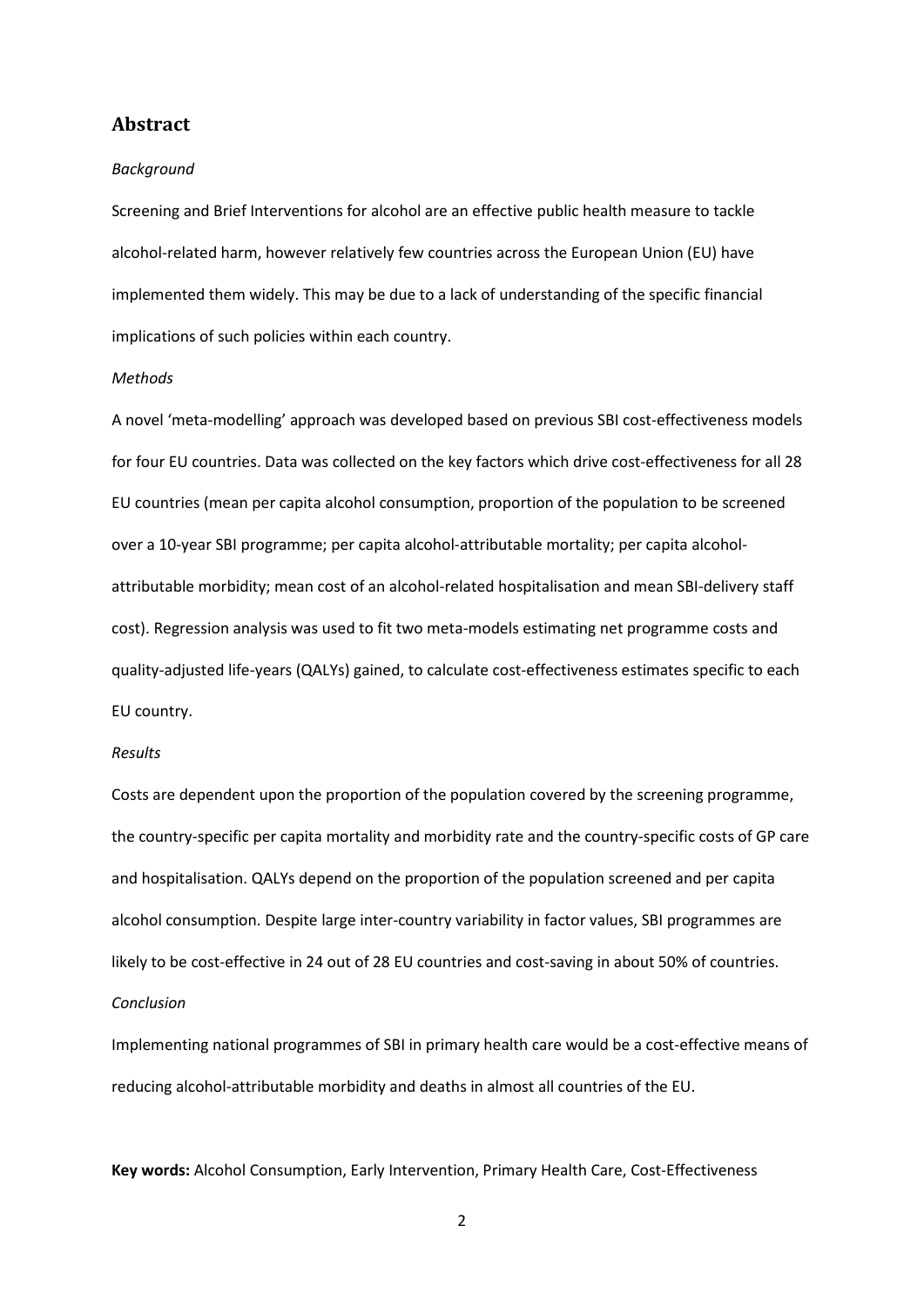## Abstract

*Background*

Screening and Brief Interventions for alcohol are an effective public health measure to tackle alcohol-related harm, however relatively few countries across the European Union (EU) have implemented them widely. This may be due to a lack of understanding of the specific financial implications of such policies within each country.

*Methods*

A novel 'meta-modelling' approach was developed based on previous SBI cost-effectiveness models for four EU countries. Data was collected on the key factors which drive cost-effectiveness for all 28 EU countries (mean per capita alcohol consumption, proportion of the population to be screened over a 10-year SBI programme; per capita alcohol-attributable mortality; per capita alcohol-attributable morbidity; mean cost of an alcohol-related hospitalisation and mean SBI-delivery staff cost). Regression analysis was used to fit two meta-models estimating net programme costs and quality-adjusted life-years (QALYs) gained, to calculate cost-effectiveness estimates specific to each EU country.

*Results*

Costs are dependent upon the proportion of the population covered by the screening programme, the country-specific per capita mortality and morbidity rate and the country-specific costs of GP care and hospitalisation. QALYs depend on the proportion of the population screened and per capita alcohol consumption. Despite large inter-country variability in factor values, SBI programmes are likely to be cost-effective in 24 out of 28 EU countries and cost-saving in about 50% of countries.

*Conclusion*

Implementing national programmes of SBI in primary health care would be a cost-effective means of reducing alcohol-attributable morbidity and deaths in almost all countries of the EU.

**Key words:** Alcohol Consumption, Early Intervention, Primary Health Care, Cost-Effectiveness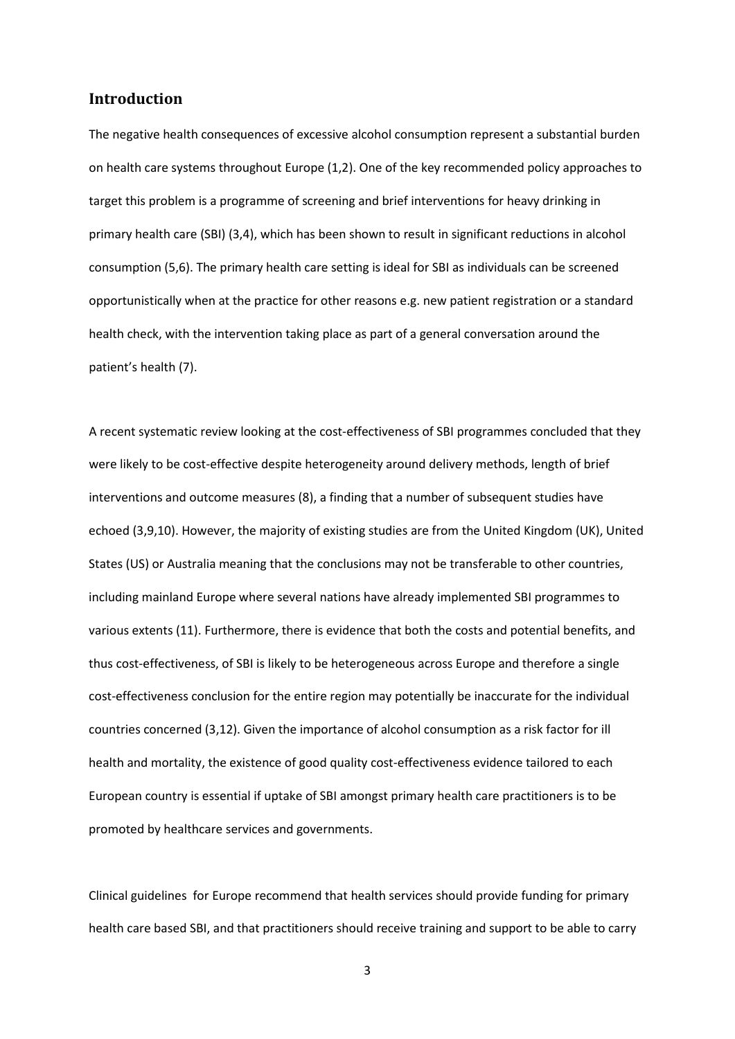## Introduction

The negative health consequences of excessive alcohol consumption represent a substantial burden on health care systems throughout Europe (1,2). One of the key recommended policy approaches to target this problem is a programme of screening and brief interventions for heavy drinking in primary health care (SBI) (3,4), which has been shown to result in significant reductions in alcohol consumption (5,6). The primary health care setting is ideal for SBI as individuals can be screened opportunistically when at the practice for other reasons e.g. new patient registration or a standard health check, with the intervention taking place as part of a general conversation around the patient's health (7).

A recent systematic review looking at the cost-effectiveness of SBI programmes concluded that they were likely to be cost-effective despite heterogeneity around delivery methods, length of brief interventions and outcome measures (8), a finding that a number of subsequent studies have echoed (3,9,10). However, the majority of existing studies are from the United Kingdom (UK), United States (US) or Australia meaning that the conclusions may not be transferable to other countries, including mainland Europe where several nations have already implemented SBI programmes to various extents (11). Furthermore, there is evidence that both the costs and potential benefits, and thus cost-effectiveness, of SBI is likely to be heterogeneous across Europe and therefore a single cost-effectiveness conclusion for the entire region may potentially be inaccurate for the individual countries concerned (3,12). Given the importance of alcohol consumption as a risk factor for ill health and mortality, the existence of good quality cost-effectiveness evidence tailored to each European country is essential if uptake of SBI amongst primary health care practitioners is to be promoted by healthcare services and governments.

Clinical guidelines for Europe recommend that health services should provide funding for primary health care based SBI, and that practitioners should receive training and support to be able to carry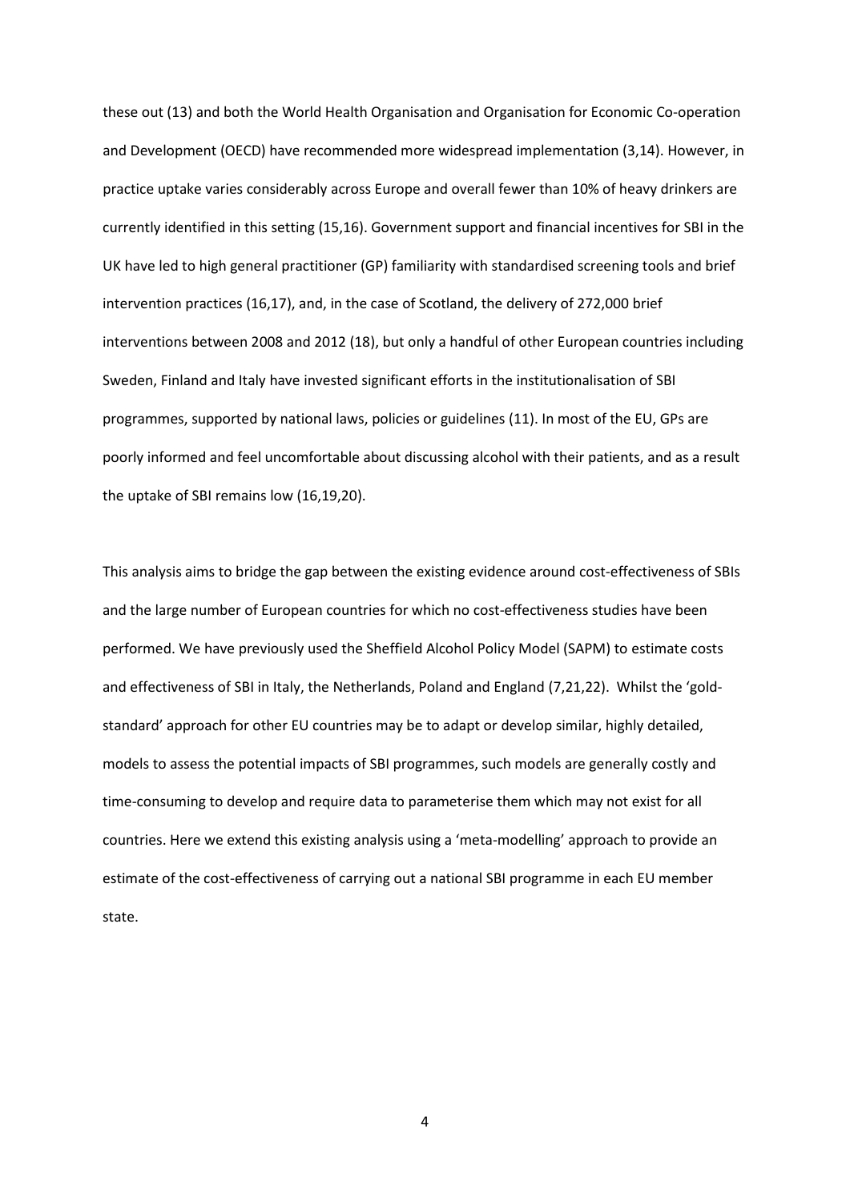these out (13) and both the World Health Organisation and Organisation for Economic Co-operation and Development (OECD) have recommended more widespread implementation (3,14). However, in practice uptake varies considerably across Europe and overall fewer than 10% of heavy drinkers are currently identified in this setting (15,16). Government support and financial incentives for SBI in the UK have led to high general practitioner (GP) familiarity with standardised screening tools and brief intervention practices (16,17), and, in the case of Scotland, the delivery of 272,000 brief interventions between 2008 and 2012 (18), but only a handful of other European countries including Sweden, Finland and Italy have invested significant efforts in the institutionalisation of SBI programmes, supported by national laws, policies or guidelines (11). In most of the EU, GPs are poorly informed and feel uncomfortable about discussing alcohol with their patients, and as a result the uptake of SBI remains low (16,19,20).

This analysis aims to bridge the gap between the existing evidence around cost-effectiveness of SBIs and the large number of European countries for which no cost-effectiveness studies have been performed. We have previously used the Sheffield Alcohol Policy Model (SAPM) to estimate costs and effectiveness of SBI in Italy, the Netherlands, Poland and England (7,21,22). Whilst the 'gold-standard' approach for other EU countries may be to adapt or develop similar, highly detailed, models to assess the potential impacts of SBI programmes, such models are generally costly and time-consuming to develop and require data to parameterise them which may not exist for all countries. Here we extend this existing analysis using a 'meta-modelling' approach to provide an estimate of the cost-effectiveness of carrying out a national SBI programme in each EU member state.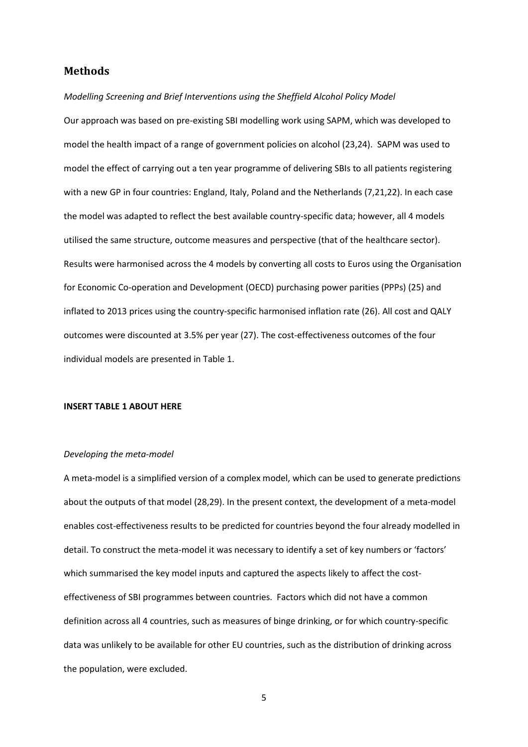## Methods

*Modelling Screening and Brief Interventions using the Sheffield Alcohol Policy Model*

Our approach was based on pre-existing SBI modelling work using SAPM, which was developed to model the health impact of a range of government policies on alcohol (23,24). SAPM was used to model the effect of carrying out a ten year programme of delivering SBIs to all patients registering with a new GP in four countries: England, Italy, Poland and the Netherlands (7,21,22). In each case the model was adapted to reflect the best available country-specific data; however, all 4 models utilised the same structure, outcome measures and perspective (that of the healthcare sector). Results were harmonised across the 4 models by converting all costs to Euros using the Organisation for Economic Co-operation and Development (OECD) purchasing power parities (PPPs) (25) and inflated to 2013 prices using the country-specific harmonised inflation rate (26). All cost and QALY outcomes were discounted at 3.5% per year (27). The cost-effectiveness outcomes of the four individual models are presented in Table 1.

**INSERT TABLE 1 ABOUT HERE**

*Developing the meta-model*

A meta-model is a simplified version of a complex model, which can be used to generate predictions about the outputs of that model (28,29). In the present context, the development of a meta-model enables cost-effectiveness results to be predicted for countries beyond the four already modelled in detail. To construct the meta-model it was necessary to identify a set of key numbers or 'factors' which summarised the key model inputs and captured the aspects likely to affect the cost-effectiveness of SBI programmes between countries. Factors which did not have a common definition across all 4 countries, such as measures of binge drinking, or for which country-specific data was unlikely to be available for other EU countries, such as the distribution of drinking across the population, were excluded.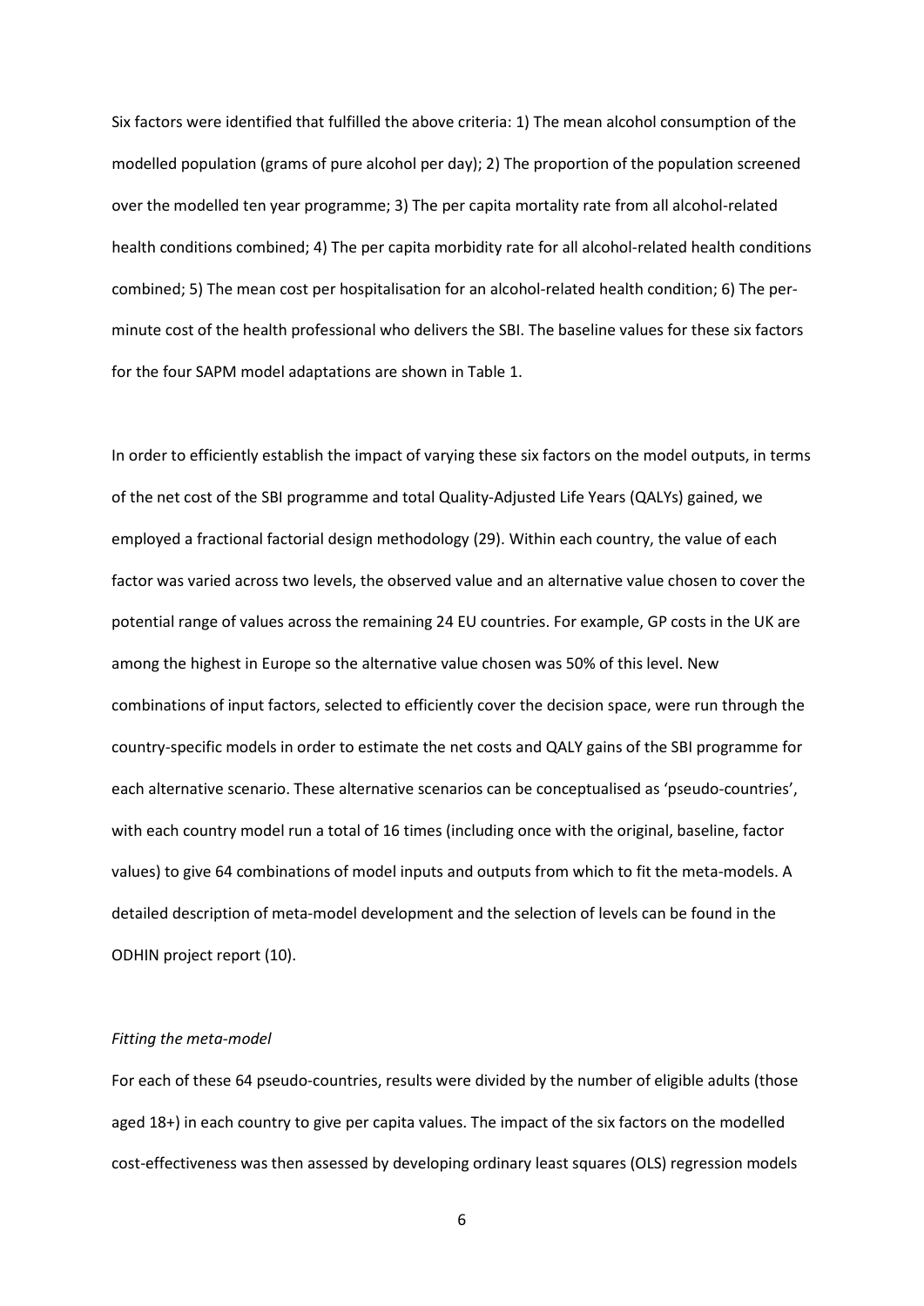Six factors were identified that fulfilled the above criteria: 1) The mean alcohol consumption of the modelled population (grams of pure alcohol per day); 2) The proportion of the population screened over the modelled ten year programme; 3) The per capita mortality rate from all alcohol-related health conditions combined; 4) The per capita morbidity rate for all alcohol-related health conditions combined; 5) The mean cost per hospitalisation for an alcohol-related health condition; 6) The per-minute cost of the health professional who delivers the SBI. The baseline values for these six factors for the four SAPM model adaptations are shown in Table 1.

In order to efficiently establish the impact of varying these six factors on the model outputs, in terms of the net cost of the SBI programme and total Quality-Adjusted Life Years (QALYs) gained, we employed a fractional factorial design methodology (29). Within each country, the value of each factor was varied across two levels, the observed value and an alternative value chosen to cover the potential range of values across the remaining 24 EU countries. For example, GP costs in the UK are among the highest in Europe so the alternative value chosen was 50% of this level. New combinations of input factors, selected to efficiently cover the decision space, were run through the country-specific models in order to estimate the net costs and QALY gains of the SBI programme for each alternative scenario. These alternative scenarios can be conceptualised as 'pseudo-countries', with each country model run a total of 16 times (including once with the original, baseline, factor values) to give 64 combinations of model inputs and outputs from which to fit the meta-models. A detailed description of meta-model development and the selection of levels can be found in the ODHIN project report (10).

*Fitting the meta-model*

For each of these 64 pseudo-countries, results were divided by the number of eligible adults (those aged 18+) in each country to give per capita values. The impact of the six factors on the modelled cost-effectiveness was then assessed by developing ordinary least squares (OLS) regression models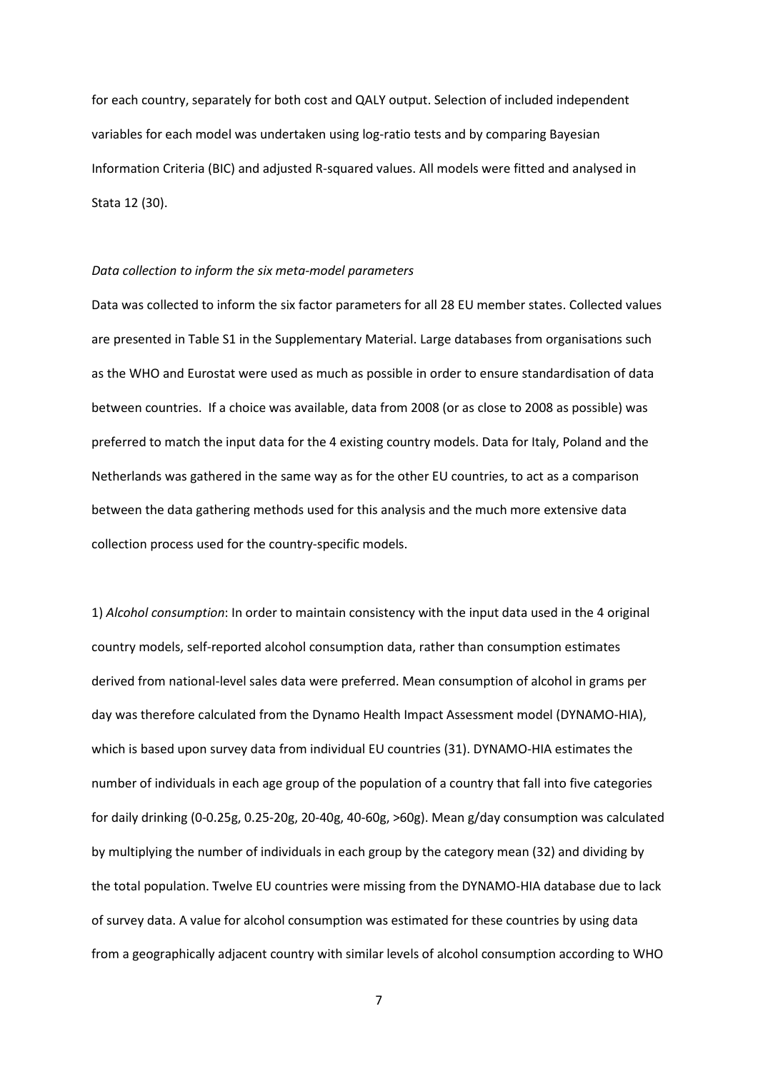for each country, separately for both cost and QALY output. Selection of included independent variables for each model was undertaken using log-ratio tests and by comparing Bayesian Information Criteria (BIC) and adjusted R-squared values. All models were fitted and analysed in Stata 12 (30).

*Data collection to inform the six meta-model parameters*

Data was collected to inform the six factor parameters for all 28 EU member states. Collected values are presented in Table S1 in the Supplementary Material. Large databases from organisations such as the WHO and Eurostat were used as much as possible in order to ensure standardisation of data between countries. If a choice was available, data from 2008 (or as close to 2008 as possible) was preferred to match the input data for the 4 existing country models. Data for Italy, Poland and the Netherlands was gathered in the same way as for the other EU countries, to act as a comparison between the data gathering methods used for this analysis and the much more extensive data collection process used for the country-specific models.

1) *Alcohol consumption*: In order to maintain consistency with the input data used in the 4 original country models, self-reported alcohol consumption data, rather than consumption estimates derived from national-level sales data were preferred. Mean consumption of alcohol in grams per day was therefore calculated from the Dynamo Health Impact Assessment model (DYNAMO-HIA), which is based upon survey data from individual EU countries (31). DYNAMO-HIA estimates the number of individuals in each age group of the population of a country that fall into five categories for daily drinking (0-0.25g, 0.25-20g, 20-40g, 40-60g, >60g). Mean g/day consumption was calculated by multiplying the number of individuals in each group by the category mean (32) and dividing by the total population. Twelve EU countries were missing from the DYNAMO-HIA database due to lack of survey data. A value for alcohol consumption was estimated for these countries by using data from a geographically adjacent country with similar levels of alcohol consumption according to WHO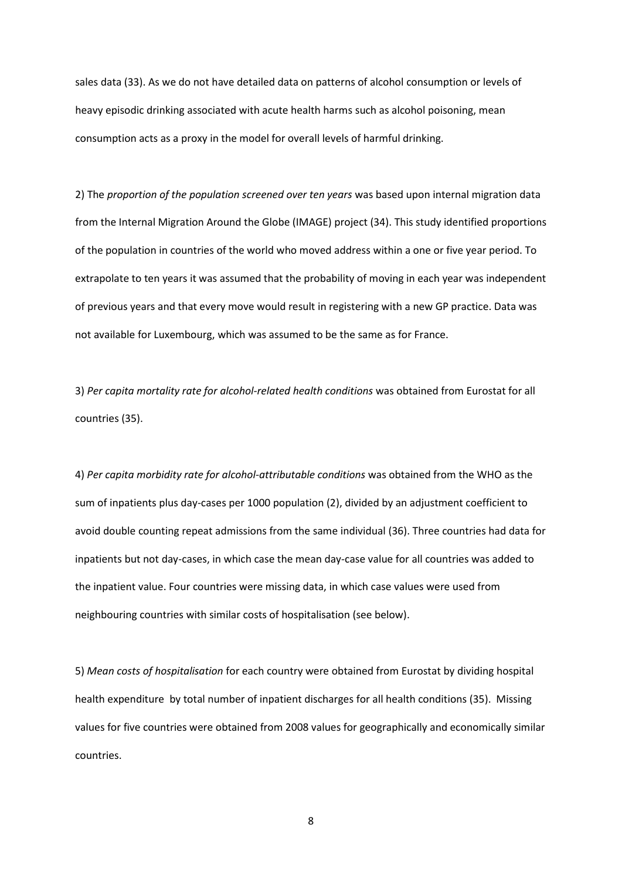sales data (33). As we do not have detailed data on patterns of alcohol consumption or levels of heavy episodic drinking associated with acute health harms such as alcohol poisoning, mean consumption acts as a proxy in the model for overall levels of harmful drinking.

2) The *proportion of the population screened over ten years* was based upon internal migration data from the Internal Migration Around the Globe (IMAGE) project (34). This study identified proportions of the population in countries of the world who moved address within a one or five year period. To extrapolate to ten years it was assumed that the probability of moving in each year was independent of previous years and that every move would result in registering with a new GP practice. Data was not available for Luxembourg, which was assumed to be the same as for France.

3) *Per capita mortality rate for alcohol-related health conditions* was obtained from Eurostat for all countries (35).

4) *Per capita morbidity rate for alcohol-attributable conditions* was obtained from the WHO as the sum of inpatients plus day-cases per 1000 population (2), divided by an adjustment coefficient to avoid double counting repeat admissions from the same individual (36). Three countries had data for inpatients but not day-cases, in which case the mean day-case value for all countries was added to the inpatient value. Four countries were missing data, in which case values were used from neighbouring countries with similar costs of hospitalisation (see below).

5) *Mean costs of hospitalisation* for each country were obtained from Eurostat by dividing hospital health expenditure by total number of inpatient discharges for all health conditions (35). Missing values for five countries were obtained from 2008 values for geographically and economically similar countries.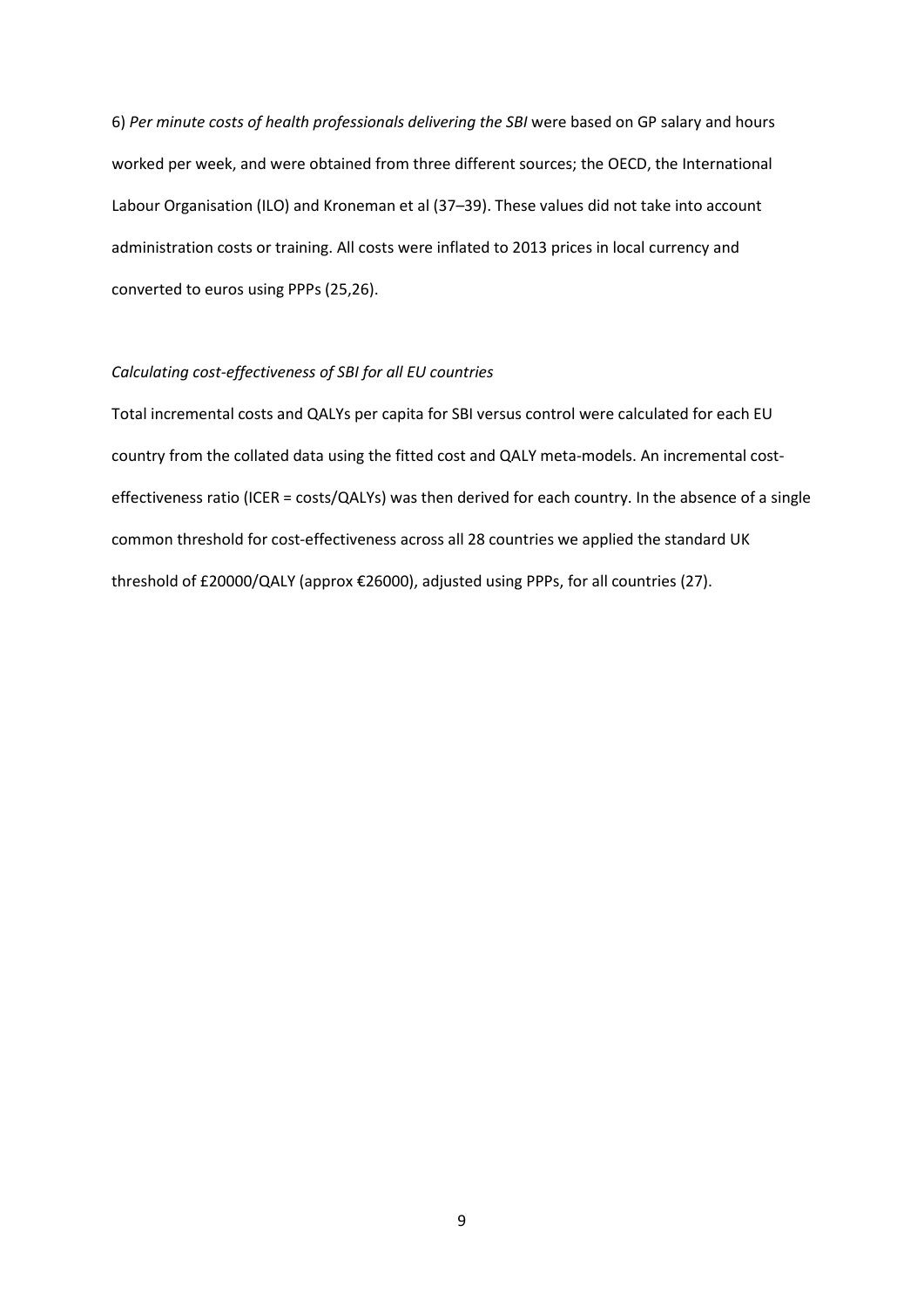6) *Per minute costs of health professionals delivering the SBI* were based on GP salary and hours worked per week, and were obtained from three different sources; the OECD, the International Labour Organisation (ILO) and Kroneman et al (37–39). These values did not take into account administration costs or training. All costs were inflated to 2013 prices in local currency and converted to euros using PPPs (25,26).

*Calculating cost-effectiveness of SBI for all EU countries*

Total incremental costs and QALYs per capita for SBI versus control were calculated for each EU country from the collated data using the fitted cost and QALY meta-models. An incremental cost-effectiveness ratio (ICER = costs/QALYs) was then derived for each country. In the absence of a single common threshold for cost-effectiveness across all 28 countries we applied the standard UK threshold of £20000/QALY (approx €26000), adjusted using PPPs, for all countries (27).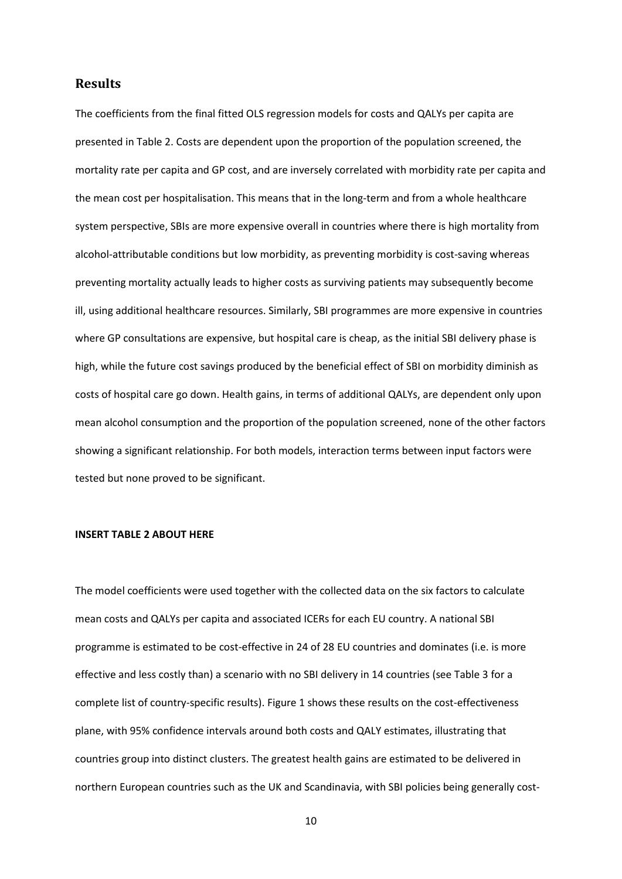## Results

The coefficients from the final fitted OLS regression models for costs and QALYs per capita are presented in Table 2. Costs are dependent upon the proportion of the population screened, the mortality rate per capita and GP cost, and are inversely correlated with morbidity rate per capita and the mean cost per hospitalisation. This means that in the long-term and from a whole healthcare system perspective, SBIs are more expensive overall in countries where there is high mortality from alcohol-attributable conditions but low morbidity, as preventing morbidity is cost-saving whereas preventing mortality actually leads to higher costs as surviving patients may subsequently become ill, using additional healthcare resources. Similarly, SBI programmes are more expensive in countries where GP consultations are expensive, but hospital care is cheap, as the initial SBI delivery phase is high, while the future cost savings produced by the beneficial effect of SBI on morbidity diminish as costs of hospital care go down. Health gains, in terms of additional QALYs, are dependent only upon mean alcohol consumption and the proportion of the population screened, none of the other factors showing a significant relationship. For both models, interaction terms between input factors were tested but none proved to be significant.

**INSERT TABLE 2 ABOUT HERE**

The model coefficients were used together with the collected data on the six factors to calculate mean costs and QALYs per capita and associated ICERs for each EU country. A national SBI programme is estimated to be cost-effective in 24 of 28 EU countries and dominates (i.e. is more effective and less costly than) a scenario with no SBI delivery in 14 countries (see Table 3 for a complete list of country-specific results). Figure 1 shows these results on the cost-effectiveness plane, with 95% confidence intervals around both costs and QALY estimates, illustrating that countries group into distinct clusters. The greatest health gains are estimated to be delivered in northern European countries such as the UK and Scandinavia, with SBI policies being generally cost-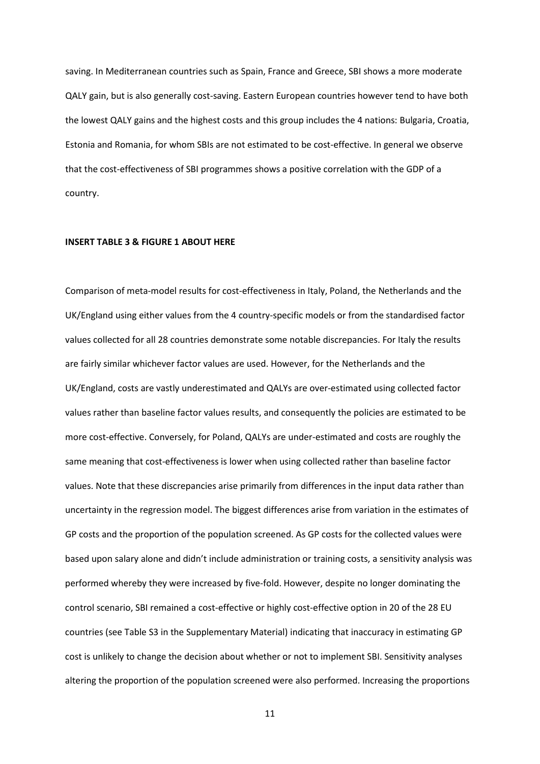saving. In Mediterranean countries such as Spain, France and Greece, SBI shows a more moderate QALY gain, but is also generally cost-saving. Eastern European countries however tend to have both the lowest QALY gains and the highest costs and this group includes the 4 nations: Bulgaria, Croatia, Estonia and Romania, for whom SBIs are not estimated to be cost-effective. In general we observe that the cost-effectiveness of SBI programmes shows a positive correlation with the GDP of a country.

**INSERT TABLE 3 & FIGURE 1 ABOUT HERE**

Comparison of meta-model results for cost-effectiveness in Italy, Poland, the Netherlands and the UK/England using either values from the 4 country-specific models or from the standardised factor values collected for all 28 countries demonstrate some notable discrepancies. For Italy the results are fairly similar whichever factor values are used. However, for the Netherlands and the UK/England, costs are vastly underestimated and QALYs are over-estimated using collected factor values rather than baseline factor values results, and consequently the policies are estimated to be more cost-effective. Conversely, for Poland, QALYs are under-estimated and costs are roughly the same meaning that cost-effectiveness is lower when using collected rather than baseline factor values. Note that these discrepancies arise primarily from differences in the input data rather than uncertainty in the regression model. The biggest differences arise from variation in the estimates of GP costs and the proportion of the population screened. As GP costs for the collected values were based upon salary alone and didn't include administration or training costs, a sensitivity analysis was performed whereby they were increased by five-fold. However, despite no longer dominating the control scenario, SBI remained a cost-effective or highly cost-effective option in 20 of the 28 EU countries (see Table S3 in the Supplementary Material) indicating that inaccuracy in estimating GP cost is unlikely to change the decision about whether or not to implement SBI. Sensitivity analyses altering the proportion of the population screened were also performed. Increasing the proportions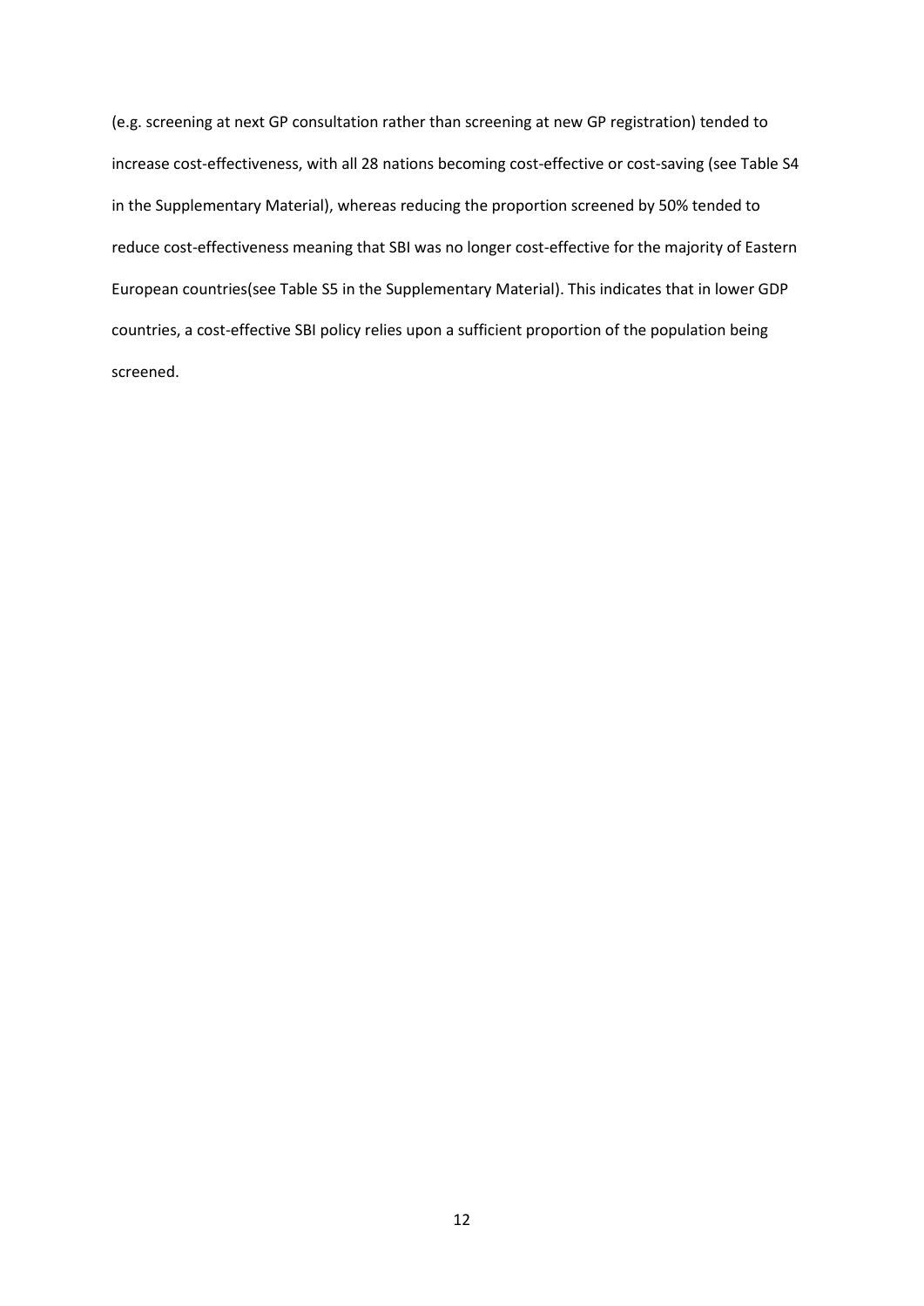(e.g. screening at next GP consultation rather than screening at new GP registration) tended to increase cost-effectiveness, with all 28 nations becoming cost-effective or cost-saving (see Table S4 in the Supplementary Material), whereas reducing the proportion screened by 50% tended to reduce cost-effectiveness meaning that SBI was no longer cost-effective for the majority of Eastern European countries(see Table S5 in the Supplementary Material). This indicates that in lower GDP countries, a cost-effective SBI policy relies upon a sufficient proportion of the population being screened.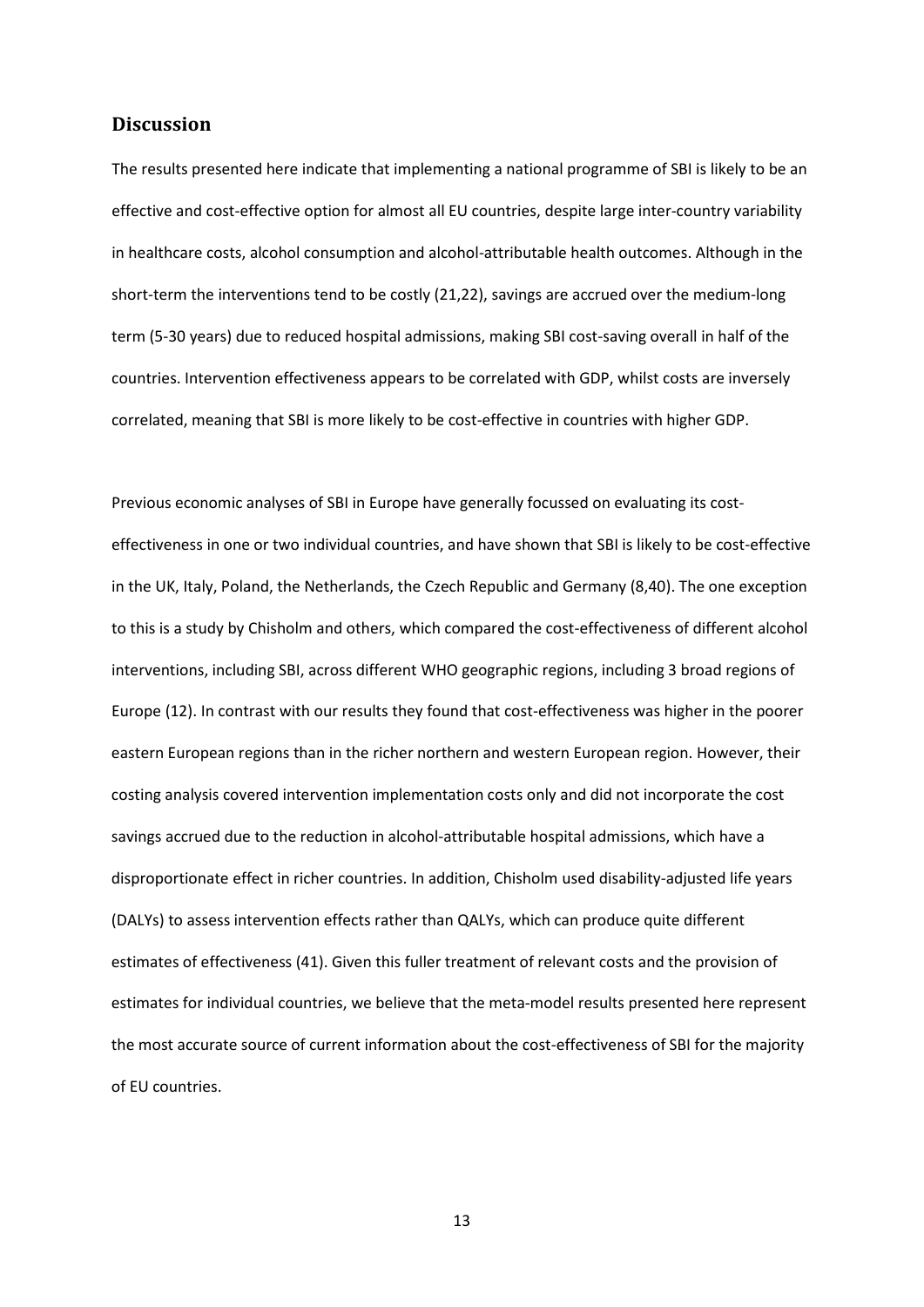## Discussion

The results presented here indicate that implementing a national programme of SBI is likely to be an effective and cost-effective option for almost all EU countries, despite large inter-country variability in healthcare costs, alcohol consumption and alcohol-attributable health outcomes. Although in the short-term the interventions tend to be costly (21,22), savings are accrued over the medium-long term (5-30 years) due to reduced hospital admissions, making SBI cost-saving overall in half of the countries. Intervention effectiveness appears to be correlated with GDP, whilst costs are inversely correlated, meaning that SBI is more likely to be cost-effective in countries with higher GDP.

Previous economic analyses of SBI in Europe have generally focussed on evaluating its cost-effectiveness in one or two individual countries, and have shown that SBI is likely to be cost-effective in the UK, Italy, Poland, the Netherlands, the Czech Republic and Germany (8,40). The one exception to this is a study by Chisholm and others, which compared the cost-effectiveness of different alcohol interventions, including SBI, across different WHO geographic regions, including 3 broad regions of Europe (12). In contrast with our results they found that cost-effectiveness was higher in the poorer eastern European regions than in the richer northern and western European region. However, their costing analysis covered intervention implementation costs only and did not incorporate the cost savings accrued due to the reduction in alcohol-attributable hospital admissions, which have a disproportionate effect in richer countries. In addition, Chisholm used disability-adjusted life years (DALYs) to assess intervention effects rather than QALYs, which can produce quite different estimates of effectiveness (41). Given this fuller treatment of relevant costs and the provision of estimates for individual countries, we believe that the meta-model results presented here represent the most accurate source of current information about the cost-effectiveness of SBI for the majority of EU countries.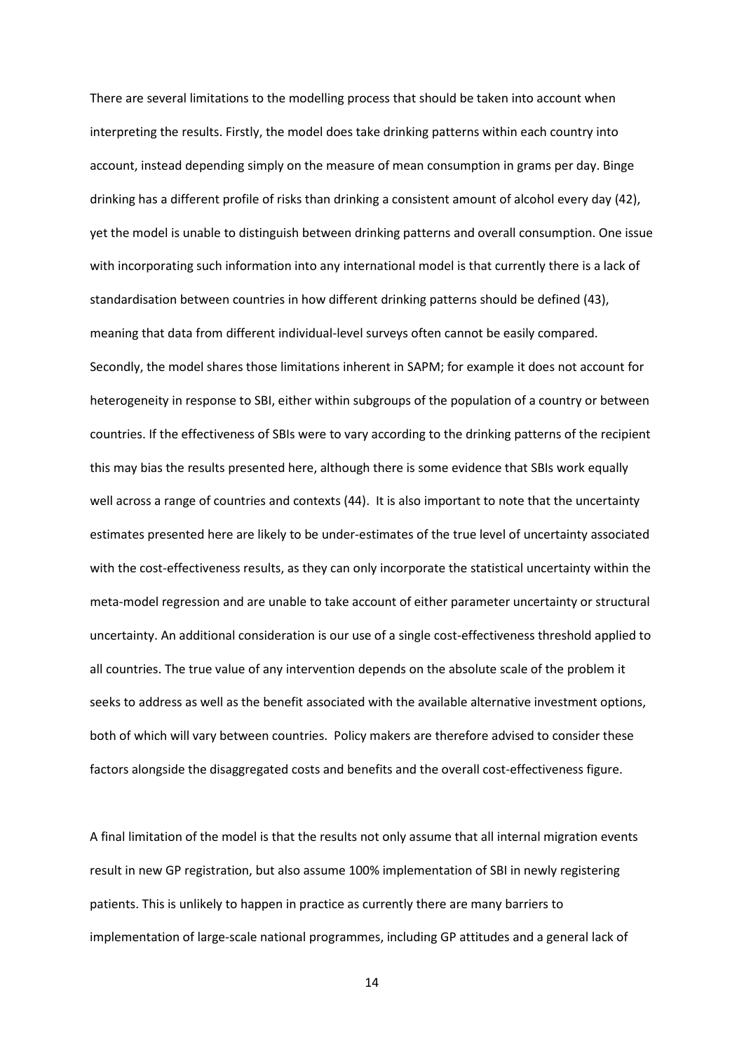There are several limitations to the modelling process that should be taken into account when interpreting the results. Firstly, the model does take drinking patterns within each country into account, instead depending simply on the measure of mean consumption in grams per day. Binge drinking has a different profile of risks than drinking a consistent amount of alcohol every day (42), yet the model is unable to distinguish between drinking patterns and overall consumption. One issue with incorporating such information into any international model is that currently there is a lack of standardisation between countries in how different drinking patterns should be defined (43), meaning that data from different individual-level surveys often cannot be easily compared. Secondly, the model shares those limitations inherent in SAPM; for example it does not account for heterogeneity in response to SBI, either within subgroups of the population of a country or between countries. If the effectiveness of SBIs were to vary according to the drinking patterns of the recipient this may bias the results presented here, although there is some evidence that SBIs work equally well across a range of countries and contexts (44). It is also important to note that the uncertainty estimates presented here are likely to be under-estimates of the true level of uncertainty associated with the cost-effectiveness results, as they can only incorporate the statistical uncertainty within the meta-model regression and are unable to take account of either parameter uncertainty or structural uncertainty. An additional consideration is our use of a single cost-effectiveness threshold applied to all countries. The true value of any intervention depends on the absolute scale of the problem it seeks to address as well as the benefit associated with the available alternative investment options, both of which will vary between countries. Policy makers are therefore advised to consider these factors alongside the disaggregated costs and benefits and the overall cost-effectiveness figure.

A final limitation of the model is that the results not only assume that all internal migration events result in new GP registration, but also assume 100% implementation of SBI in newly registering patients. This is unlikely to happen in practice as currently there are many barriers to implementation of large-scale national programmes, including GP attitudes and a general lack of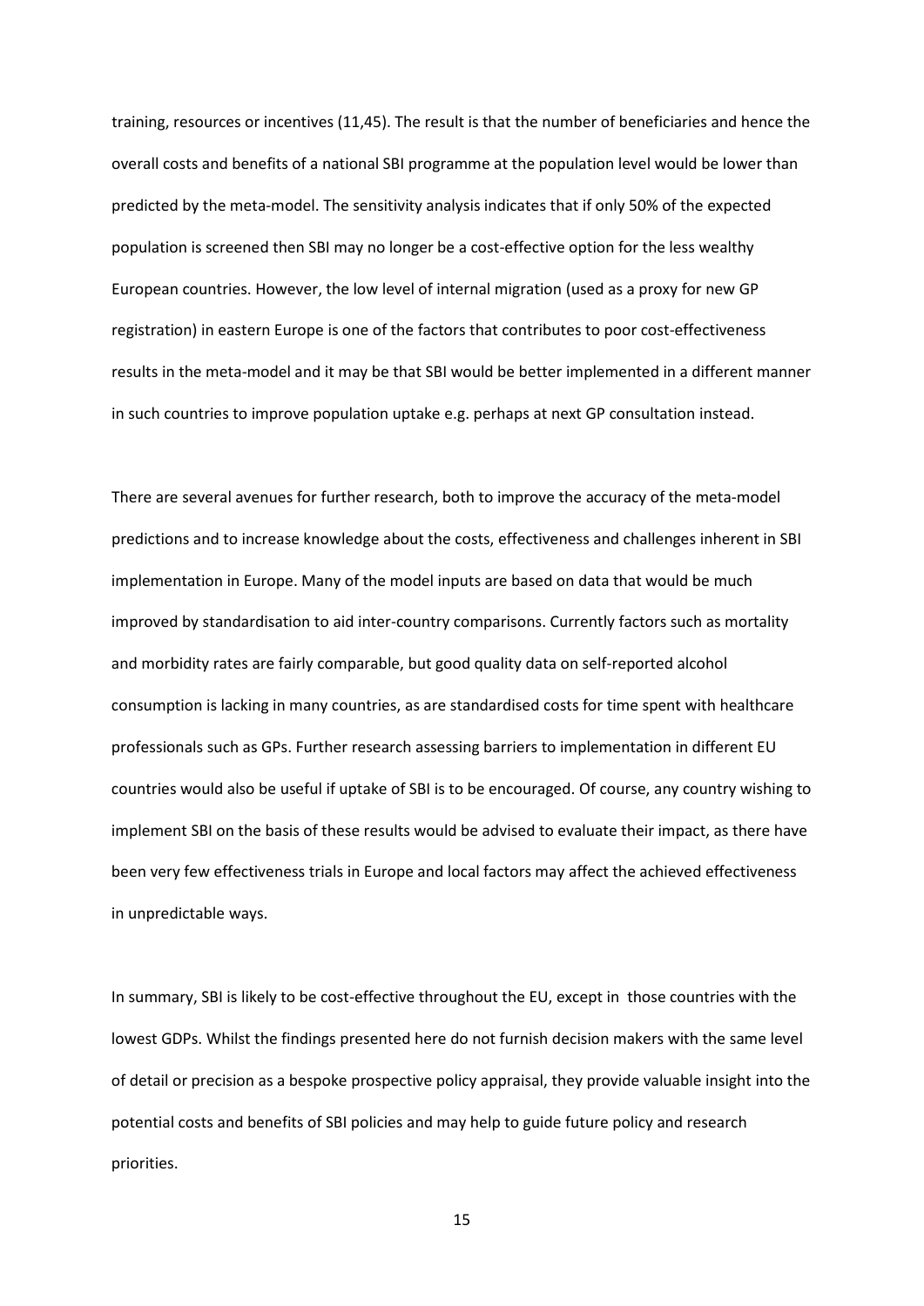training, resources or incentives (11,45). The result is that the number of beneficiaries and hence the overall costs and benefits of a national SBI programme at the population level would be lower than predicted by the meta-model. The sensitivity analysis indicates that if only 50% of the expected population is screened then SBI may no longer be a cost-effective option for the less wealthy European countries. However, the low level of internal migration (used as a proxy for new GP registration) in eastern Europe is one of the factors that contributes to poor cost-effectiveness results in the meta-model and it may be that SBI would be better implemented in a different manner in such countries to improve population uptake e.g. perhaps at next GP consultation instead.

There are several avenues for further research, both to improve the accuracy of the meta-model predictions and to increase knowledge about the costs, effectiveness and challenges inherent in SBI implementation in Europe. Many of the model inputs are based on data that would be much improved by standardisation to aid inter-country comparisons. Currently factors such as mortality and morbidity rates are fairly comparable, but good quality data on self-reported alcohol consumption is lacking in many countries, as are standardised costs for time spent with healthcare professionals such as GPs. Further research assessing barriers to implementation in different EU countries would also be useful if uptake of SBI is to be encouraged. Of course, any country wishing to implement SBI on the basis of these results would be advised to evaluate their impact, as there have been very few effectiveness trials in Europe and local factors may affect the achieved effectiveness in unpredictable ways.

In summary, SBI is likely to be cost-effective throughout the EU, except in those countries with the lowest GDPs. Whilst the findings presented here do not furnish decision makers with the same level of detail or precision as a bespoke prospective policy appraisal, they provide valuable insight into the potential costs and benefits of SBI policies and may help to guide future policy and research priorities.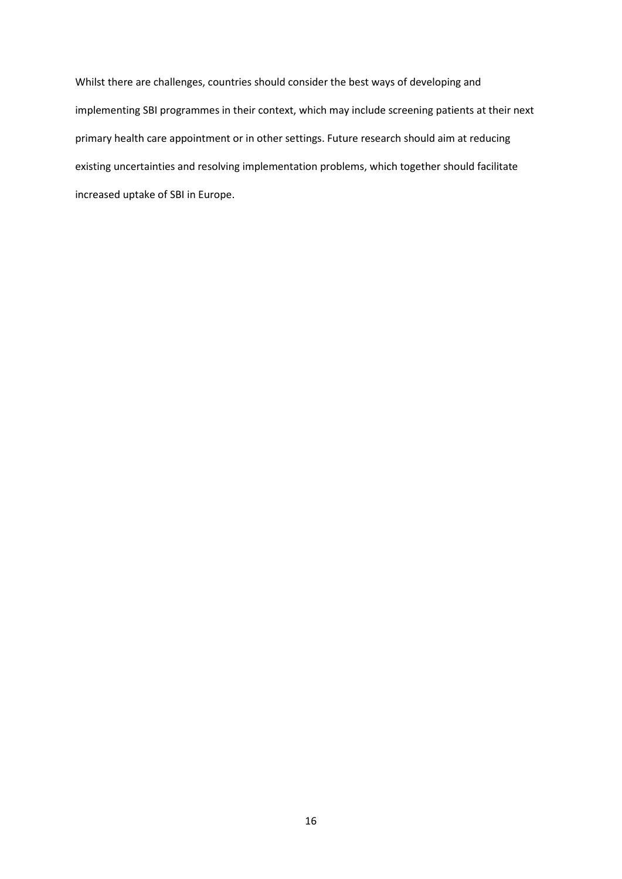Whilst there are challenges, countries should consider the best ways of developing and implementing SBI programmes in their context, which may include screening patients at their next primary health care appointment or in other settings. Future research should aim at reducing existing uncertainties and resolving implementation problems, which together should facilitate increased uptake of SBI in Europe.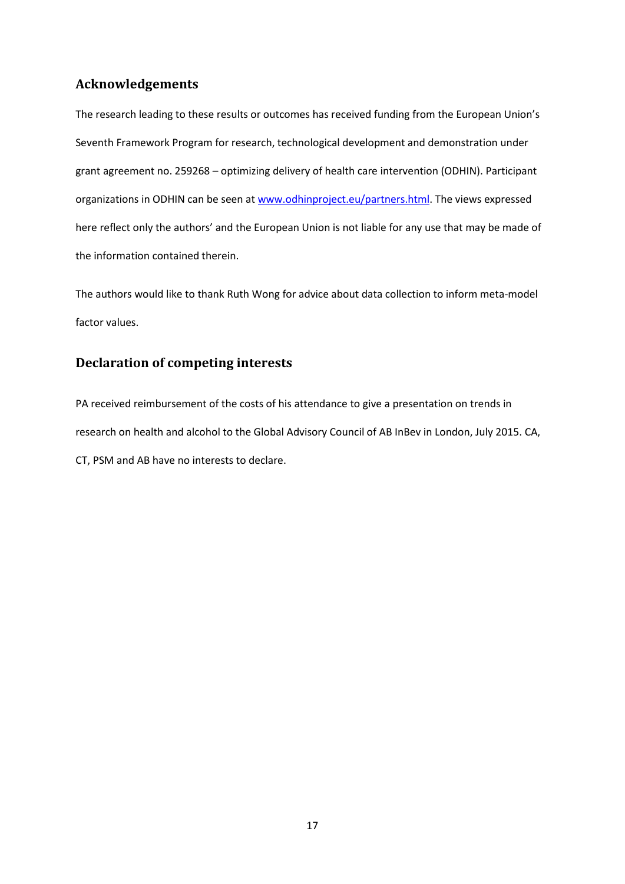## Acknowledgements

The research leading to these results or outcomes has received funding from the European Union's Seventh Framework Program for research, technological development and demonstration under grant agreement no. 259268 – optimizing delivery of health care intervention (ODHIN). Participant organizations in ODHIN can be seen at [www.odhinproject.eu/partners.html](www.odhinproject.eu/partners.html). The views expressed here reflect only the authors' and the European Union is not liable for any use that may be made of the information contained therein.

The authors would like to thank Ruth Wong for advice about data collection to inform meta-model factor values.

## Declaration of competing interests

PA received reimbursement of the costs of his attendance to give a presentation on trends in research on health and alcohol to the Global Advisory Council of AB InBev in London, July 2015. CA, CT, PSM and AB have no interests to declare.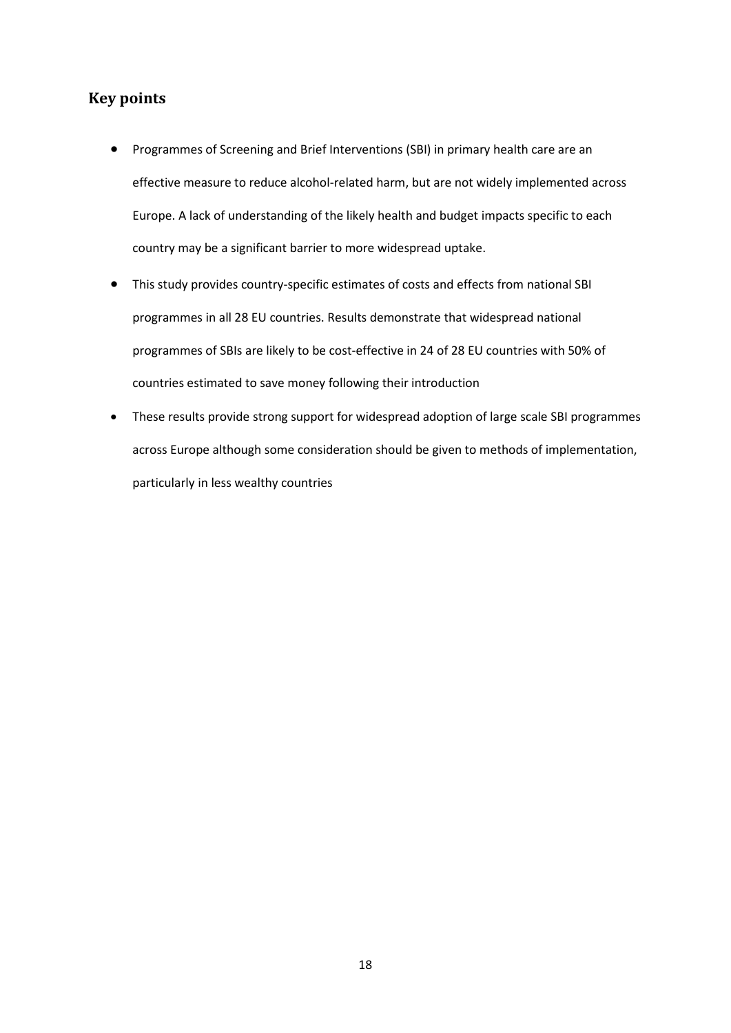## Key points

- Programmes of Screening and Brief Interventions (SBI) in primary health care are an effective measure to reduce alcohol-related harm, but are not widely implemented across Europe. A lack of understanding of the likely health and budget impacts specific to each country may be a significant barrier to more widespread uptake.
- This study provides country-specific estimates of costs and effects from national SBI programmes in all 28 EU countries. Results demonstrate that widespread national programmes of SBIs are likely to be cost-effective in 24 of 28 EU countries with 50% of countries estimated to save money following their introduction
- These results provide strong support for widespread adoption of large scale SBI programmes across Europe although some consideration should be given to methods of implementation, particularly in less wealthy countries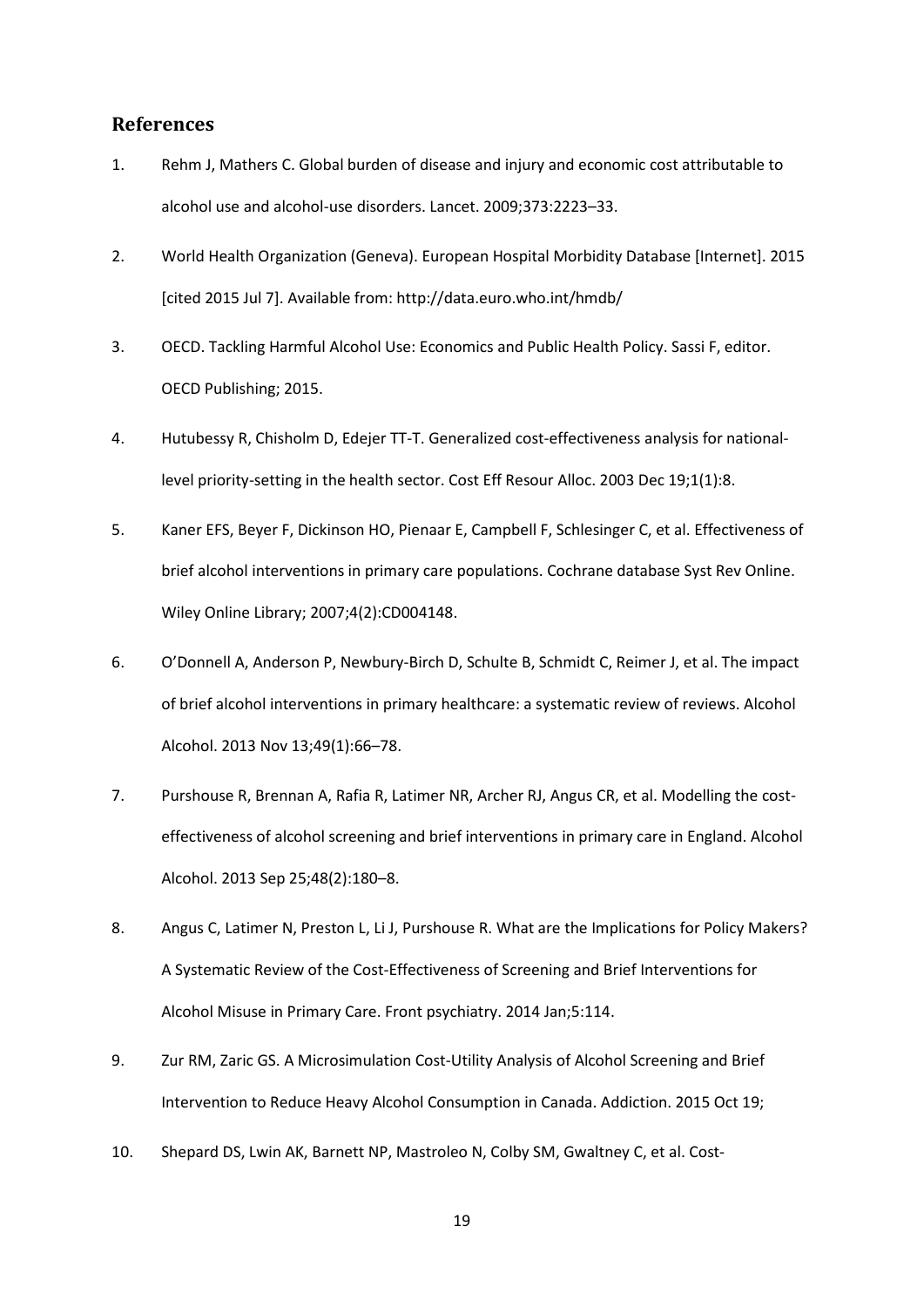## References

1. Rehm J, Mathers C. Global burden of disease and injury and economic cost attributable to alcohol use and alcohol-use disorders. Lancet. 2009;373:2223–33.
2. World Health Organization (Geneva). European Hospital Morbidity Database [Internet]. 2015 [cited 2015 Jul 7]. Available from: http://data.euro.who.int/hmdb/
3. OECD. Tackling Harmful Alcohol Use: Economics and Public Health Policy. Sassi F, editor. OECD Publishing; 2015.
4. Hutubessy R, Chisholm D, Edejer TT-T. Generalized cost-effectiveness analysis for national-level priority-setting in the health sector. Cost Eff Resour Alloc. 2003 Dec 19;1(1):8.
5. Kaner EFS, Beyer F, Dickinson HO, Pienaar E, Campbell F, Schlesinger C, et al. Effectiveness of brief alcohol interventions in primary care populations. Cochrane database Syst Rev Online. Wiley Online Library; 2007;4(2):CD004148.
6. O'Donnell A, Anderson P, Newbury-Birch D, Schulte B, Schmidt C, Reimer J, et al. The impact of brief alcohol interventions in primary healthcare: a systematic review of reviews. Alcohol Alcohol. 2013 Nov 13;49(1):66–78.
7. Purshouse R, Brennan A, Rafia R, Latimer NR, Archer RJ, Angus CR, et al. Modelling the cost-effectiveness of alcohol screening and brief interventions in primary care in England. Alcohol Alcohol. 2013 Sep 25;48(2):180–8.
8. Angus C, Latimer N, Preston L, Li J, Purshouse R. What are the Implications for Policy Makers? A Systematic Review of the Cost-Effectiveness of Screening and Brief Interventions for Alcohol Misuse in Primary Care. Front psychiatry. 2014 Jan;5:114.
9. Zur RM, Zaric GS. A Microsimulation Cost-Utility Analysis of Alcohol Screening and Brief Intervention to Reduce Heavy Alcohol Consumption in Canada. Addiction. 2015 Oct 19;
10. Shepard DS, Lwin AK, Barnett NP, Mastroleo N, Colby SM, Gwaltney C, et al. Cost-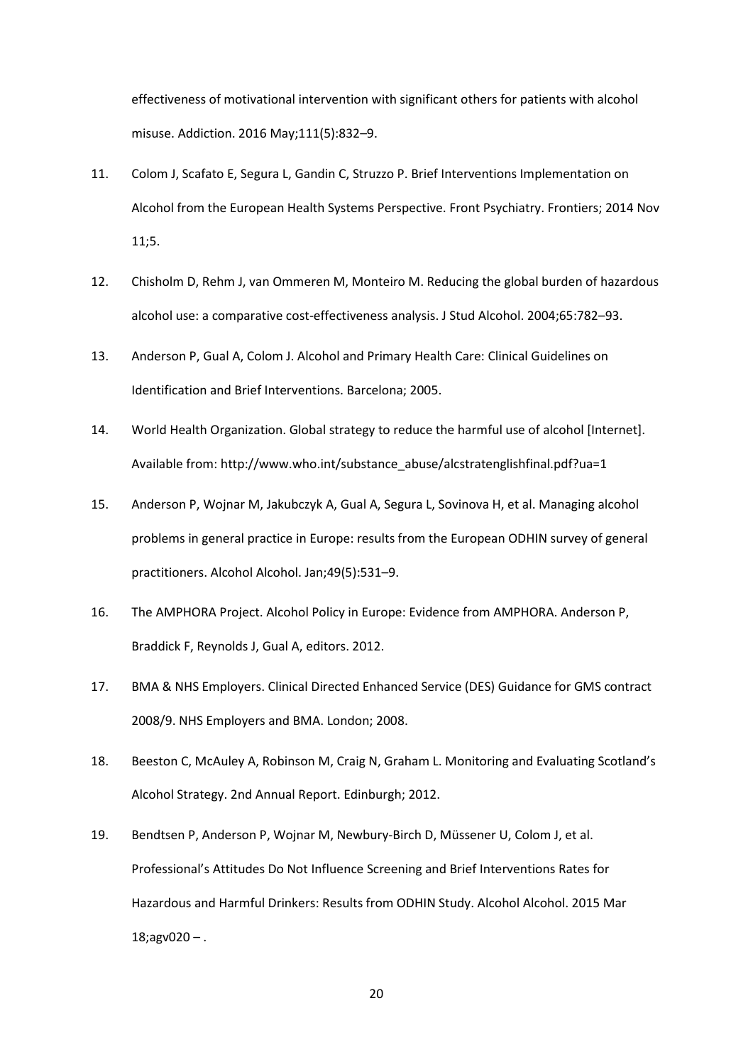effectiveness of motivational intervention with significant others for patients with alcohol misuse. Addiction. 2016 May;111(5):832–9.

11. Colom J, Scafato E, Segura L, Gandin C, Struzzo P. Brief Interventions Implementation on Alcohol from the European Health Systems Perspective. Front Psychiatry. Frontiers; 2014 Nov 11;5.

12. Chisholm D, Rehm J, van Ommeren M, Monteiro M. Reducing the global burden of hazardous alcohol use: a comparative cost-effectiveness analysis. J Stud Alcohol. 2004;65:782–93.

13. Anderson P, Gual A, Colom J. Alcohol and Primary Health Care: Clinical Guidelines on Identification and Brief Interventions. Barcelona; 2005.

14. World Health Organization. Global strategy to reduce the harmful use of alcohol [Internet]. Available from: http://www.who.int/substance_abuse/alcstratenglishfinal.pdf?ua=1

15. Anderson P, Wojnar M, Jakubczyk A, Gual A, Segura L, Sovinova H, et al. Managing alcohol problems in general practice in Europe: results from the European ODHIN survey of general practitioners. Alcohol Alcohol. Jan;49(5):531–9.

16. The AMPHORA Project. Alcohol Policy in Europe: Evidence from AMPHORA. Anderson P, Braddick F, Reynolds J, Gual A, editors. 2012.

17. BMA & NHS Employers. Clinical Directed Enhanced Service (DES) Guidance for GMS contract 2008/9. NHS Employers and BMA. London; 2008.

18. Beeston C, McAuley A, Robinson M, Craig N, Graham L. Monitoring and Evaluating Scotland's Alcohol Strategy. 2nd Annual Report. Edinburgh; 2012.

19. Bendtsen P, Anderson P, Wojnar M, Newbury-Birch D, Müssener U, Colom J, et al. Professional's Attitudes Do Not Influence Screening and Brief Interventions Rates for Hazardous and Harmful Drinkers: Results from ODHIN Study. Alcohol Alcohol. 2015 Mar 18;agv020 – .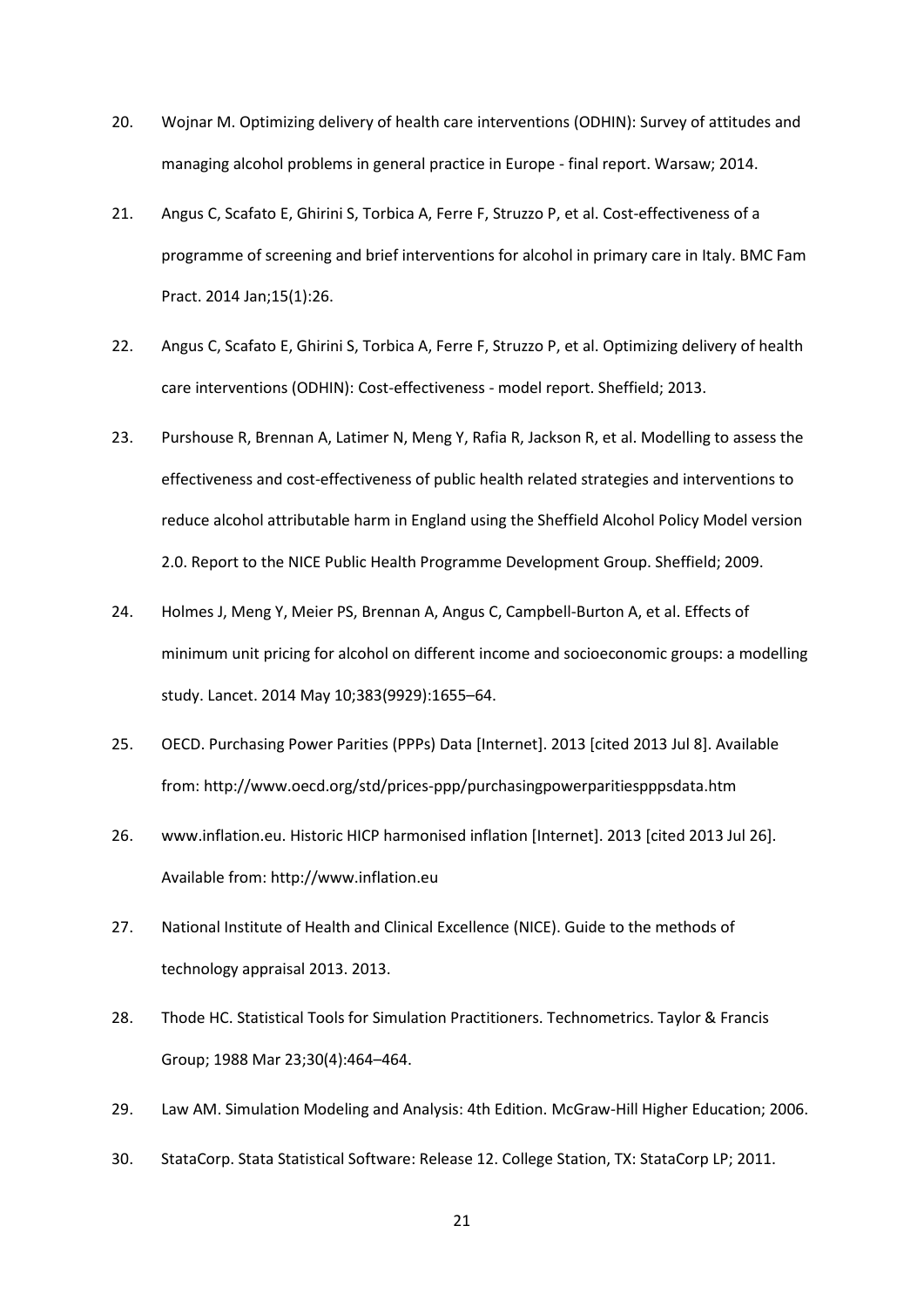20. Wojnar M. Optimizing delivery of health care interventions (ODHIN): Survey of attitudes and managing alcohol problems in general practice in Europe - final report. Warsaw; 2014.

21. Angus C, Scafato E, Ghirini S, Torbica A, Ferre F, Struzzo P, et al. Cost-effectiveness of a programme of screening and brief interventions for alcohol in primary care in Italy. BMC Fam Pract. 2014 Jan;15(1):26.

22. Angus C, Scafato E, Ghirini S, Torbica A, Ferre F, Struzzo P, et al. Optimizing delivery of health care interventions (ODHIN): Cost-effectiveness - model report. Sheffield; 2013.

23. Purshouse R, Brennan A, Latimer N, Meng Y, Rafia R, Jackson R, et al. Modelling to assess the effectiveness and cost-effectiveness of public health related strategies and interventions to reduce alcohol attributable harm in England using the Sheffield Alcohol Policy Model version 2.0. Report to the NICE Public Health Programme Development Group. Sheffield; 2009.

24. Holmes J, Meng Y, Meier PS, Brennan A, Angus C, Campbell-Burton A, et al. Effects of minimum unit pricing for alcohol on different income and socioeconomic groups: a modelling study. Lancet. 2014 May 10;383(9929):1655–64.

25. OECD. Purchasing Power Parities (PPPs) Data [Internet]. 2013 [cited 2013 Jul 8]. Available from: http://www.oecd.org/std/prices-ppp/purchasingpowerparitiespppsdata.htm

26. www.inflation.eu. Historic HICP harmonised inflation [Internet]. 2013 [cited 2013 Jul 26]. Available from: http://www.inflation.eu

27. National Institute of Health and Clinical Excellence (NICE). Guide to the methods of technology appraisal 2013. 2013.

28. Thode HC. Statistical Tools for Simulation Practitioners. Technometrics. Taylor & Francis Group; 1988 Mar 23;30(4):464–464.

29. Law AM. Simulation Modeling and Analysis: 4th Edition. McGraw-Hill Higher Education; 2006.

30. StataCorp. Stata Statistical Software: Release 12. College Station, TX: StataCorp LP; 2011.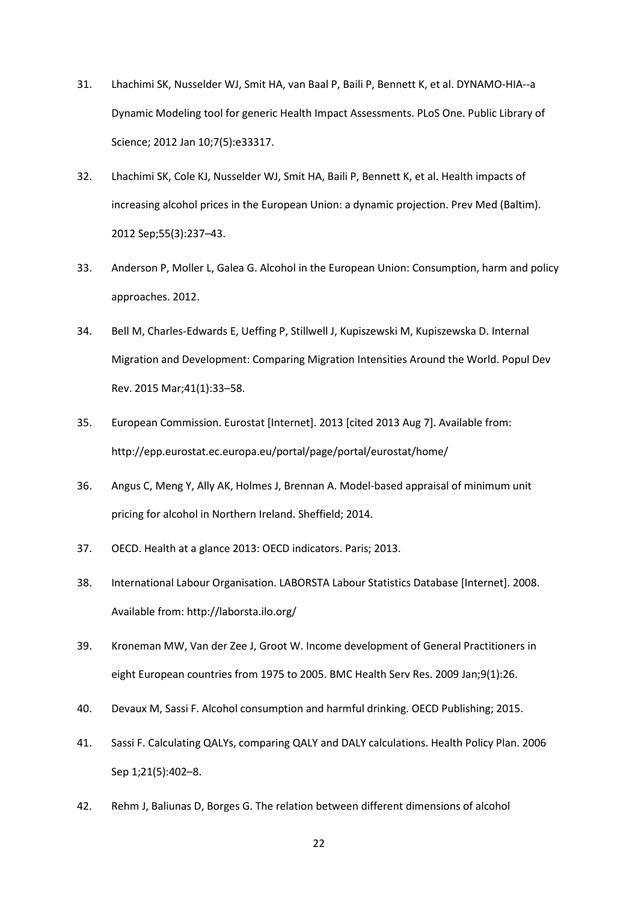31. Lhachimi SK, Nusselder WJ, Smit HA, van Baal P, Baili P, Bennett K, et al. DYNAMO-HIA--a Dynamic Modeling tool for generic Health Impact Assessments. PLoS One. Public Library of Science; 2012 Jan 10;7(5):e33317.

32. Lhachimi SK, Cole KJ, Nusselder WJ, Smit HA, Baili P, Bennett K, et al. Health impacts of increasing alcohol prices in the European Union: a dynamic projection. Prev Med (Baltim). 2012 Sep;55(3):237–43.

33. Anderson P, Moller L, Galea G. Alcohol in the European Union: Consumption, harm and policy approaches. 2012.

34. Bell M, Charles-Edwards E, Ueffing P, Stillwell J, Kupiszewski M, Kupiszewska D. Internal Migration and Development: Comparing Migration Intensities Around the World. Popul Dev Rev. 2015 Mar;41(1):33–58.

35. European Commission. Eurostat [Internet]. 2013 [cited 2013 Aug 7]. Available from: http://epp.eurostat.ec.europa.eu/portal/page/portal/eurostat/home/

36. Angus C, Meng Y, Ally AK, Holmes J, Brennan A. Model-based appraisal of minimum unit pricing for alcohol in Northern Ireland. Sheffield; 2014.

37. OECD. Health at a glance 2013: OECD indicators. Paris; 2013.

38. International Labour Organisation. LABORSTA Labour Statistics Database [Internet]. 2008. Available from: http://laborsta.ilo.org/

39. Kroneman MW, Van der Zee J, Groot W. Income development of General Practitioners in eight European countries from 1975 to 2005. BMC Health Serv Res. 2009 Jan;9(1):26.

40. Devaux M, Sassi F. Alcohol consumption and harmful drinking. OECD Publishing; 2015.

41. Sassi F. Calculating QALYs, comparing QALY and DALY calculations. Health Policy Plan. 2006 Sep 1;21(5):402–8.

42. Rehm J, Baliunas D, Borges G. The relation between different dimensions of alcohol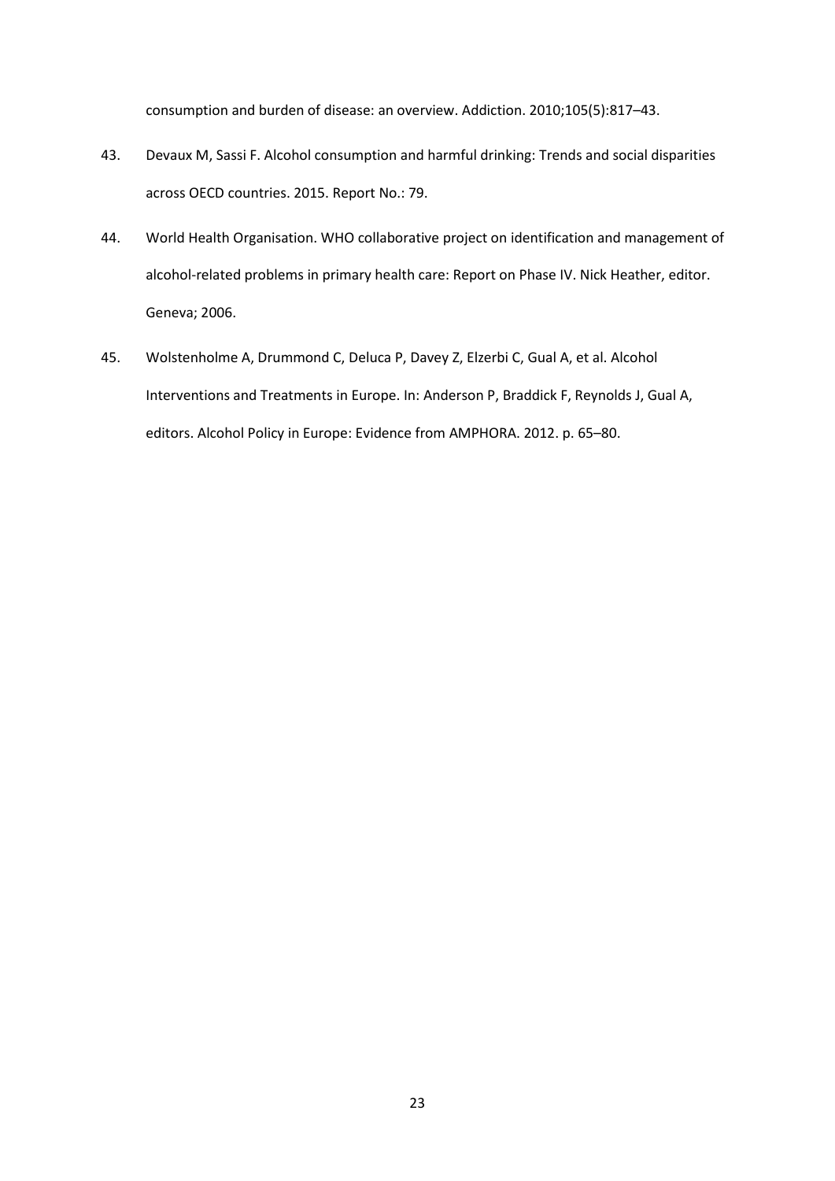consumption and burden of disease: an overview. Addiction. 2010;105(5):817–43.

43. Devaux M, Sassi F. Alcohol consumption and harmful drinking: Trends and social disparities across OECD countries. 2015. Report No.: 79.

44. World Health Organisation. WHO collaborative project on identification and management of alcohol-related problems in primary health care: Report on Phase IV. Nick Heather, editor. Geneva; 2006.

45. Wolstenholme A, Drummond C, Deluca P, Davey Z, Elzerbi C, Gual A, et al. Alcohol Interventions and Treatments in Europe. In: Anderson P, Braddick F, Reynolds J, Gual A, editors. Alcohol Policy in Europe: Evidence from AMPHORA. 2012. p. 65–80.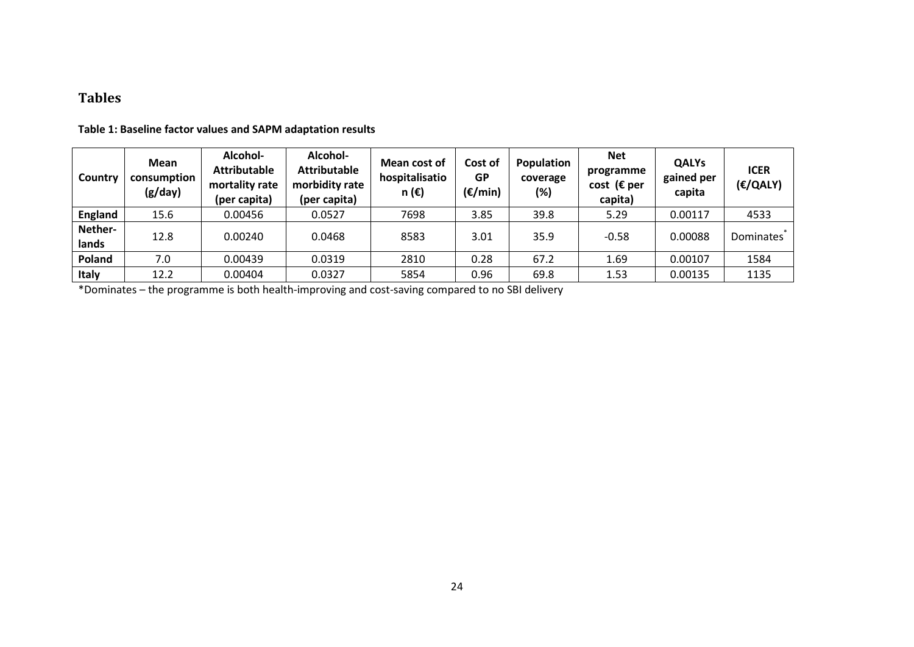## Tables

**Table 1: Baseline factor values and SAPM adaptation results**

| Country | Mean consumption (g/day) | Alcohol-Attributable mortality rate (per capita) | Alcohol-Attributable morbidity rate (per capita) | Mean cost of hospitalisation (€) | Cost of GP (€/min) | Population coverage (%) | Net programme cost (€ per capita) | QALYs gained per capita | ICER (€/QALY) |
|---|---|---|---|---|---|---|---|---|---|
| **England** | 15.6 | 0.00456 | 0.0527 | 7698 | 3.85 | 39.8 | 5.29 | 0.00117 | 4533 |
| **Nether-lands** | 12.8 | 0.00240 | 0.0468 | 8583 | 3.01 | 35.9 | -0.58 | 0.00088 | Dominates* |
| **Poland** | 7.0 | 0.00439 | 0.0319 | 2810 | 0.28 | 67.2 | 1.69 | 0.00107 | 1584 |
| **Italy** | 12.2 | 0.00404 | 0.0327 | 5854 | 0.96 | 69.8 | 1.53 | 0.00135 | 1135 |

*Dominates – the programme is both health-improving and cost-saving compared to no SBI delivery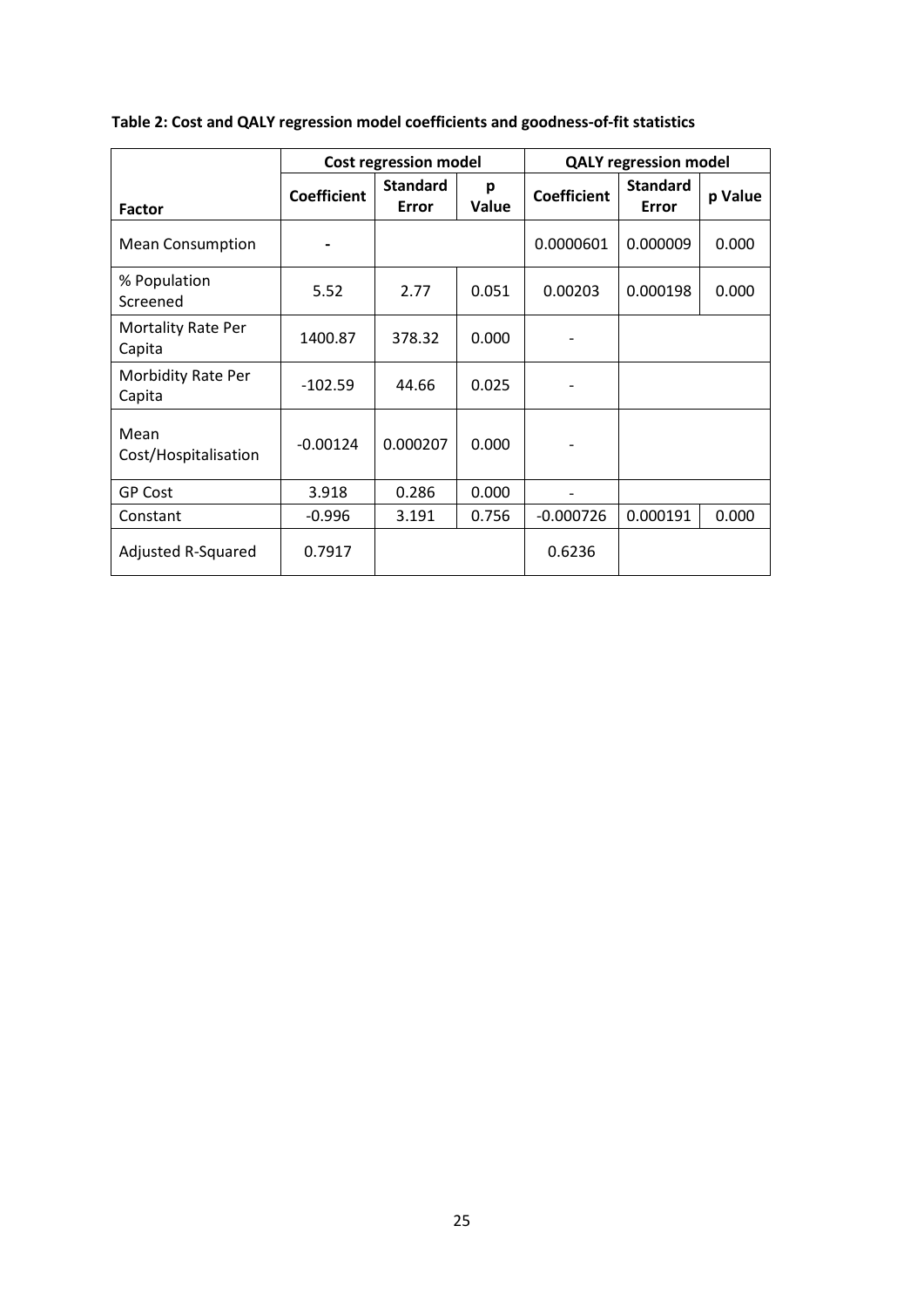**Table 2: Cost and QALY regression model coefficients and goodness-of-fit statistics**

| | Cost regression model | | | QALY regression model | | |
|---|---|---|---|---|---|---|
| **Factor** | **Coefficient** | **Standard Error** | **p Value** | **Coefficient** | **Standard Error** | **p Value** |
| Mean Consumption | - | | | 0.0000601 | 0.000009 | 0.000 |
| % Population Screened | 5.52 | 2.77 | 0.051 | 0.00203 | 0.000198 | 0.000 |
| Mortality Rate Per Capita | 1400.87 | 378.32 | 0.000 | - | | |
| Morbidity Rate Per Capita | -102.59 | 44.66 | 0.025 | - | | |
| Mean Cost/Hospitalisation | -0.00124 | 0.000207 | 0.000 | - | | |
| GP Cost | 3.918 | 0.286 | 0.000 | - | | |
| Constant | -0.996 | 3.191 | 0.756 | -0.000726 | 0.000191 | 0.000 |
| Adjusted R-Squared | 0.7917 | | | 0.6236 | | |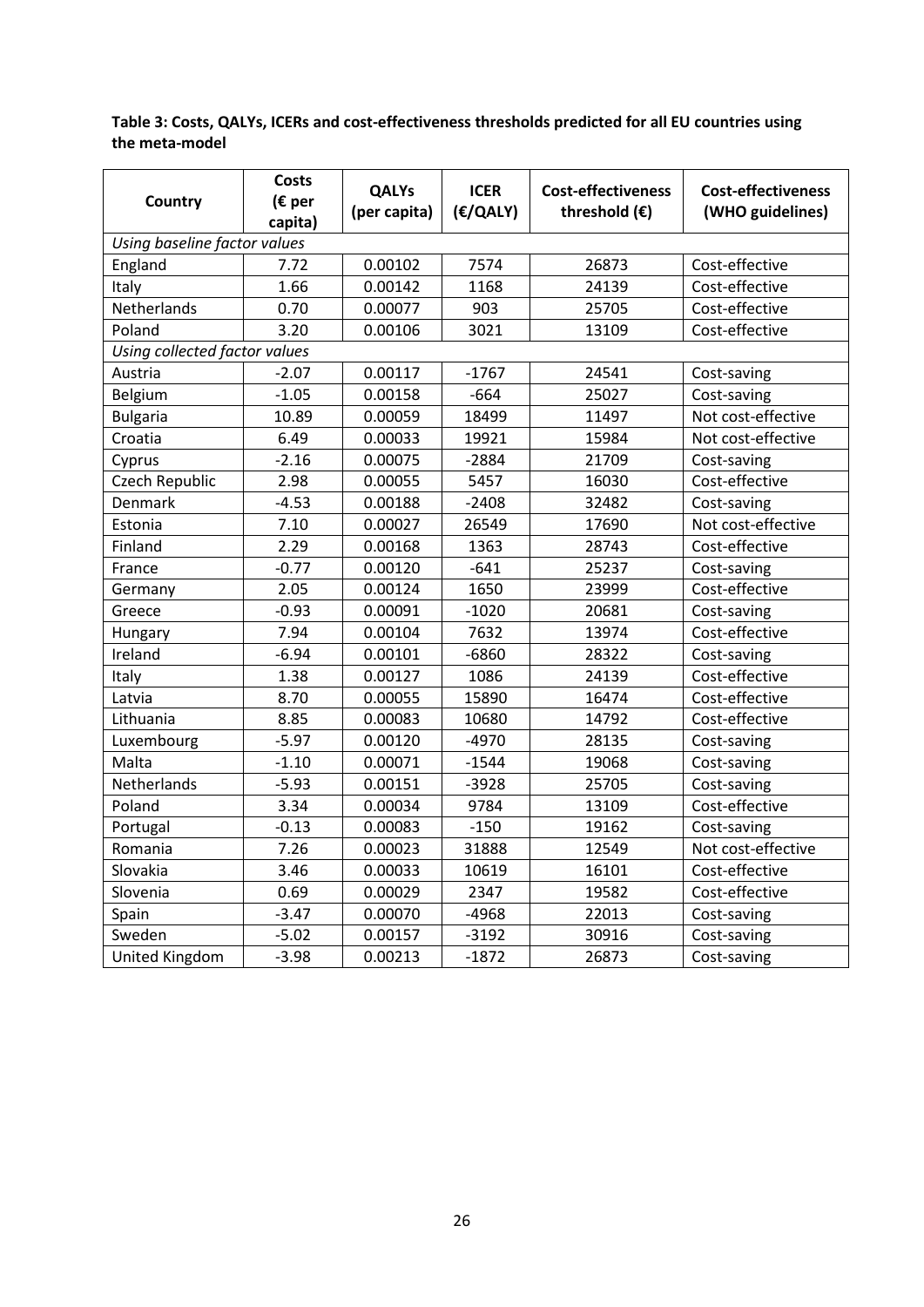**Table 3: Costs, QALYs, ICERs and cost-effectiveness thresholds predicted for all EU countries using the meta-model**

| Country | Costs (€ per capita) | QALYs (per capita) | ICER (€/QALY) | Cost-effectiveness threshold (€) | Cost-effectiveness (WHO guidelines) |
|---|---|---|---|---|---|
| *Using baseline factor values* | | | | | |
| England | 7.72 | 0.00102 | 7574 | 26873 | Cost-effective |
| Italy | 1.66 | 0.00142 | 1168 | 24139 | Cost-effective |
| Netherlands | 0.70 | 0.00077 | 903 | 25705 | Cost-effective |
| Poland | 3.20 | 0.00106 | 3021 | 13109 | Cost-effective |
| *Using collected factor values* | | | | | |
| Austria | -2.07 | 0.00117 | -1767 | 24541 | Cost-saving |
| Belgium | -1.05 | 0.00158 | -664 | 25027 | Cost-saving |
| Bulgaria | 10.89 | 0.00059 | 18499 | 11497 | Not cost-effective |
| Croatia | 6.49 | 0.00033 | 19921 | 15984 | Not cost-effective |
| Cyprus | -2.16 | 0.00075 | -2884 | 21709 | Cost-saving |
| Czech Republic | 2.98 | 0.00055 | 5457 | 16030 | Cost-effective |
| Denmark | -4.53 | 0.00188 | -2408 | 32482 | Cost-saving |
| Estonia | 7.10 | 0.00027 | 26549 | 17690 | Not cost-effective |
| Finland | 2.29 | 0.00168 | 1363 | 28743 | Cost-effective |
| France | -0.77 | 0.00120 | -641 | 25237 | Cost-saving |
| Germany | 2.05 | 0.00124 | 1650 | 23999 | Cost-effective |
| Greece | -0.93 | 0.00091 | -1020 | 20681 | Cost-saving |
| Hungary | 7.94 | 0.00104 | 7632 | 13974 | Cost-effective |
| Ireland | -6.94 | 0.00101 | -6860 | 28322 | Cost-saving |
| Italy | 1.38 | 0.00127 | 1086 | 24139 | Cost-effective |
| Latvia | 8.70 | 0.00055 | 15890 | 16474 | Cost-effective |
| Lithuania | 8.85 | 0.00083 | 10680 | 14792 | Cost-effective |
| Luxembourg | -5.97 | 0.00120 | -4970 | 28135 | Cost-saving |
| Malta | -1.10 | 0.00071 | -1544 | 19068 | Cost-saving |
| Netherlands | -5.93 | 0.00151 | -3928 | 25705 | Cost-saving |
| Poland | 3.34 | 0.00034 | 9784 | 13109 | Cost-effective |
| Portugal | -0.13 | 0.00083 | -150 | 19162 | Cost-saving |
| Romania | 7.26 | 0.00023 | 31888 | 12549 | Not cost-effective |
| Slovakia | 3.46 | 0.00033 | 10619 | 16101 | Cost-effective |
| Slovenia | 0.69 | 0.00029 | 2347 | 19582 | Cost-effective |
| Spain | -3.47 | 0.00070 | -4968 | 22013 | Cost-saving |
| Sweden | -5.02 | 0.00157 | -3192 | 30916 | Cost-saving |
| United Kingdom | -3.98 | 0.00213 | -1872 | 26873 | Cost-saving |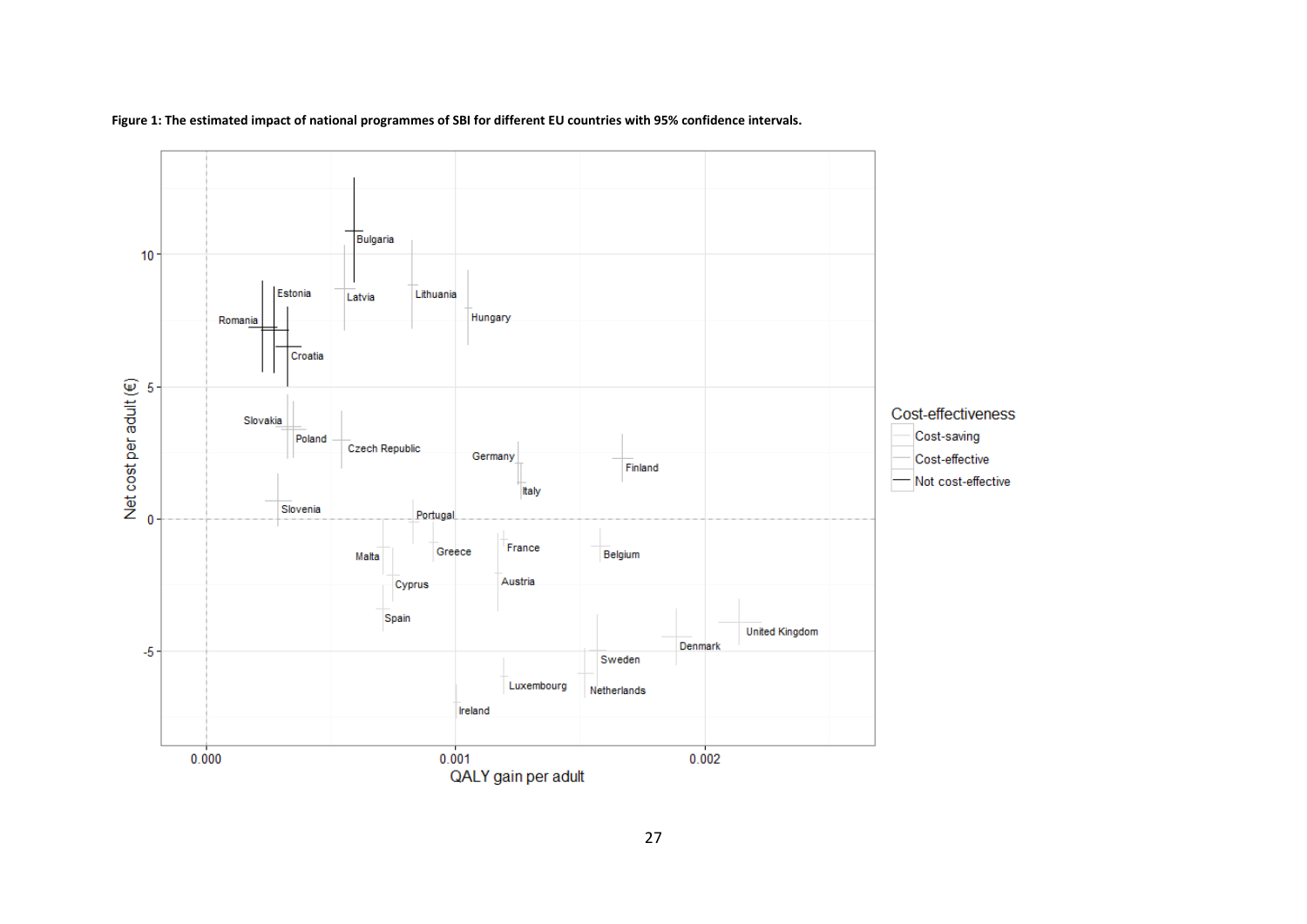**Figure 1: The estimated impact of national programmes of SBI for different EU countries with 95% confidence intervals.**

Net cost per adult (€)

10
5
0
-5

QALY gain per adult

0.000
0.001
0.002

Bulgaria
Estonia
Latvia
Lithuania
Romania
Hungary
Croatia
Slovakia
Poland
Czech Republic
Germany
Finland
Italy
Slovenia
Portugal
Malta
Greece
France
Belgium
Cyprus
Austria
Spain
United Kingdom
Denmark
Sweden
Luxembourg
Netherlands
Ireland

Cost-effectiveness
Cost-saving
Cost-effective
Not cost-effective